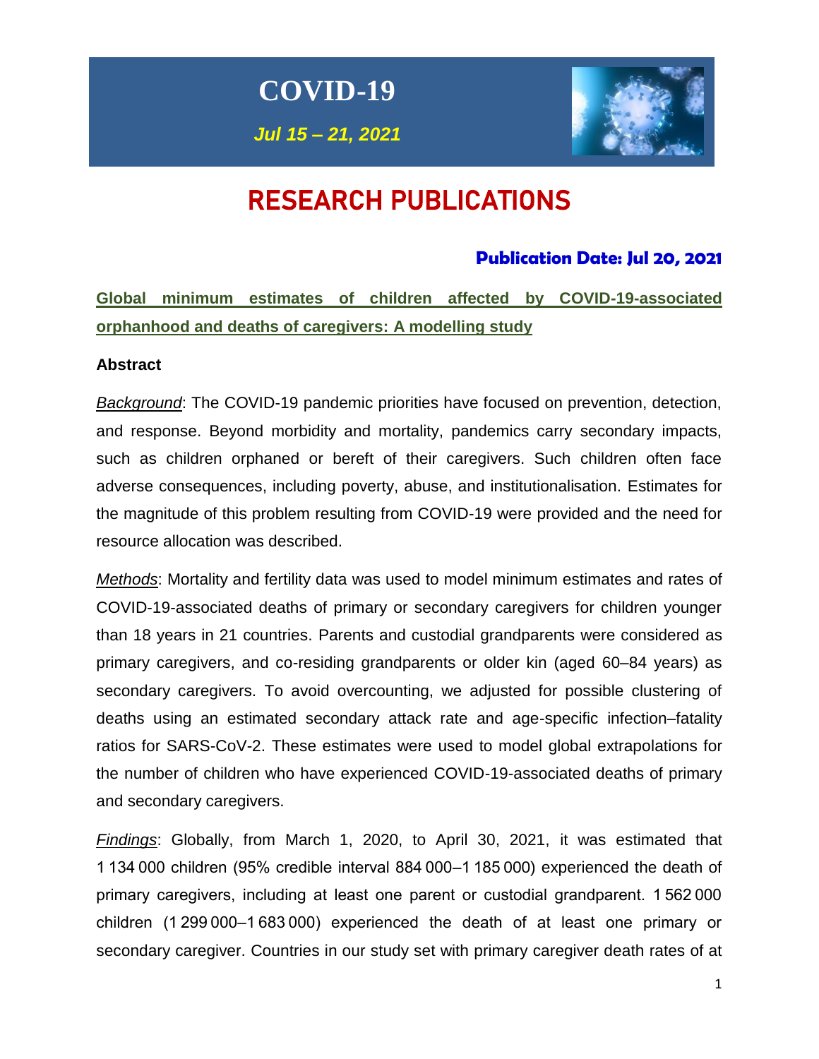# COVID-19

***Jul 15 – 21, 2021***

# RESEARCH PUBLICATIONS

### Publication Date: Jul 20, 2021

## Global minimum estimates of children affected by COVID-19-associated orphanhood and deaths of caregivers: A modelling study

**Abstract**

*Background*: The COVID-19 pandemic priorities have focused on prevention, detection, and response. Beyond morbidity and mortality, pandemics carry secondary impacts, such as children orphaned or bereft of their caregivers. Such children often face adverse consequences, including poverty, abuse, and institutionalisation. Estimates for the magnitude of this problem resulting from COVID-19 were provided and the need for resource allocation was described.

*Methods*: Mortality and fertility data was used to model minimum estimates and rates of COVID-19-associated deaths of primary or secondary caregivers for children younger than 18 years in 21 countries. Parents and custodial grandparents were considered as primary caregivers, and co-residing grandparents or older kin (aged 60–84 years) as secondary caregivers. To avoid overcounting, we adjusted for possible clustering of deaths using an estimated secondary attack rate and age-specific infection–fatality ratios for SARS-CoV-2. These estimates were used to model global extrapolations for the number of children who have experienced COVID-19-associated deaths of primary and secondary caregivers.

*Findings*: Globally, from March 1, 2020, to April 30, 2021, it was estimated that 1 134 000 children (95% credible interval 884 000–1 185 000) experienced the death of primary caregivers, including at least one parent or custodial grandparent. 1 562 000 children (1 299 000–1 683 000) experienced the death of at least one primary or secondary caregiver. Countries in our study set with primary caregiver death rates of at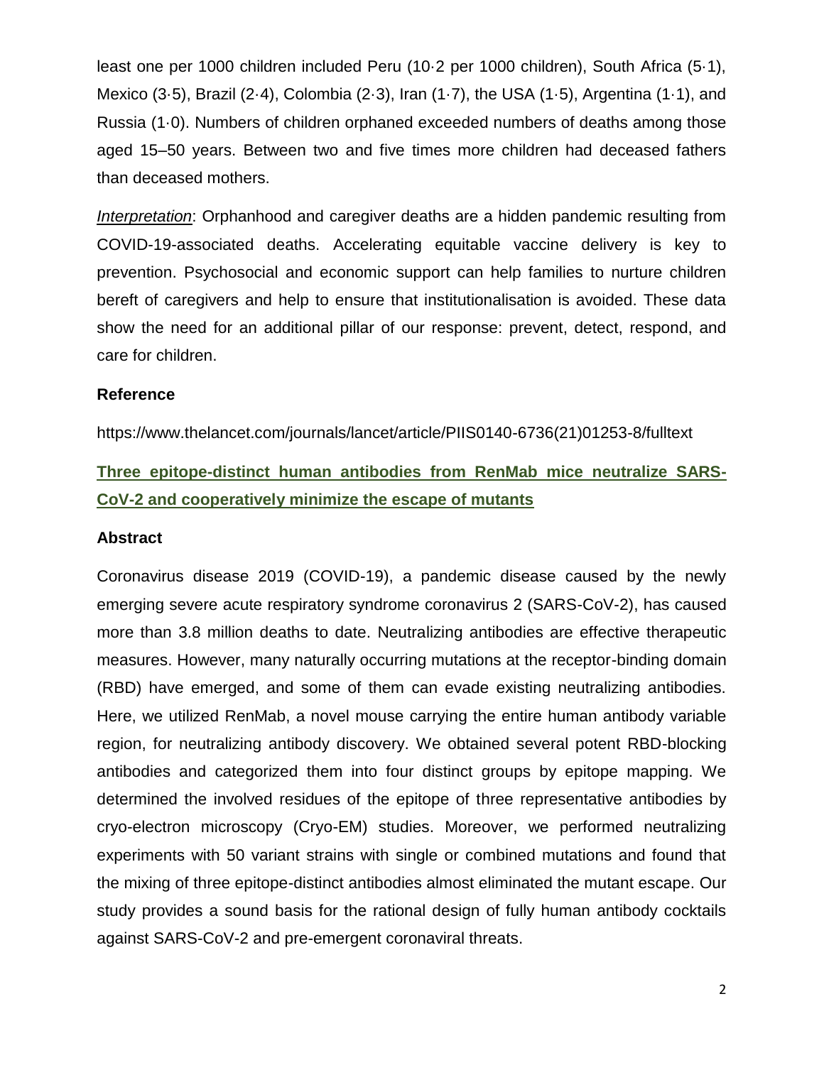least one per 1000 children included Peru (10·2 per 1000 children), South Africa (5·1), Mexico (3·5), Brazil (2·4), Colombia (2·3), Iran (1·7), the USA (1·5), Argentina (1·1), and Russia (1·0). Numbers of children orphaned exceeded numbers of deaths among those aged 15–50 years. Between two and five times more children had deceased fathers than deceased mothers.

*Interpretation*: Orphanhood and caregiver deaths are a hidden pandemic resulting from COVID-19-associated deaths. Accelerating equitable vaccine delivery is key to prevention. Psychosocial and economic support can help families to nurture children bereft of caregivers and help to ensure that institutionalisation is avoided. These data show the need for an additional pillar of our response: prevent, detect, respond, and care for children.

**Reference**

https://www.thelancet.com/journals/lancet/article/PIIS0140-6736(21)01253-8/fulltext

## Three epitope-distinct human antibodies from RenMab mice neutralize SARS-CoV-2 and cooperatively minimize the escape of mutants

**Abstract**

Coronavirus disease 2019 (COVID-19), a pandemic disease caused by the newly emerging severe acute respiratory syndrome coronavirus 2 (SARS-CoV-2), has caused more than 3.8 million deaths to date. Neutralizing antibodies are effective therapeutic measures. However, many naturally occurring mutations at the receptor-binding domain (RBD) have emerged, and some of them can evade existing neutralizing antibodies. Here, we utilized RenMab, a novel mouse carrying the entire human antibody variable region, for neutralizing antibody discovery. We obtained several potent RBD-blocking antibodies and categorized them into four distinct groups by epitope mapping. We determined the involved residues of the epitope of three representative antibodies by cryo-electron microscopy (Cryo-EM) studies. Moreover, we performed neutralizing experiments with 50 variant strains with single or combined mutations and found that the mixing of three epitope-distinct antibodies almost eliminated the mutant escape. Our study provides a sound basis for the rational design of fully human antibody cocktails against SARS-CoV-2 and pre-emergent coronaviral threats.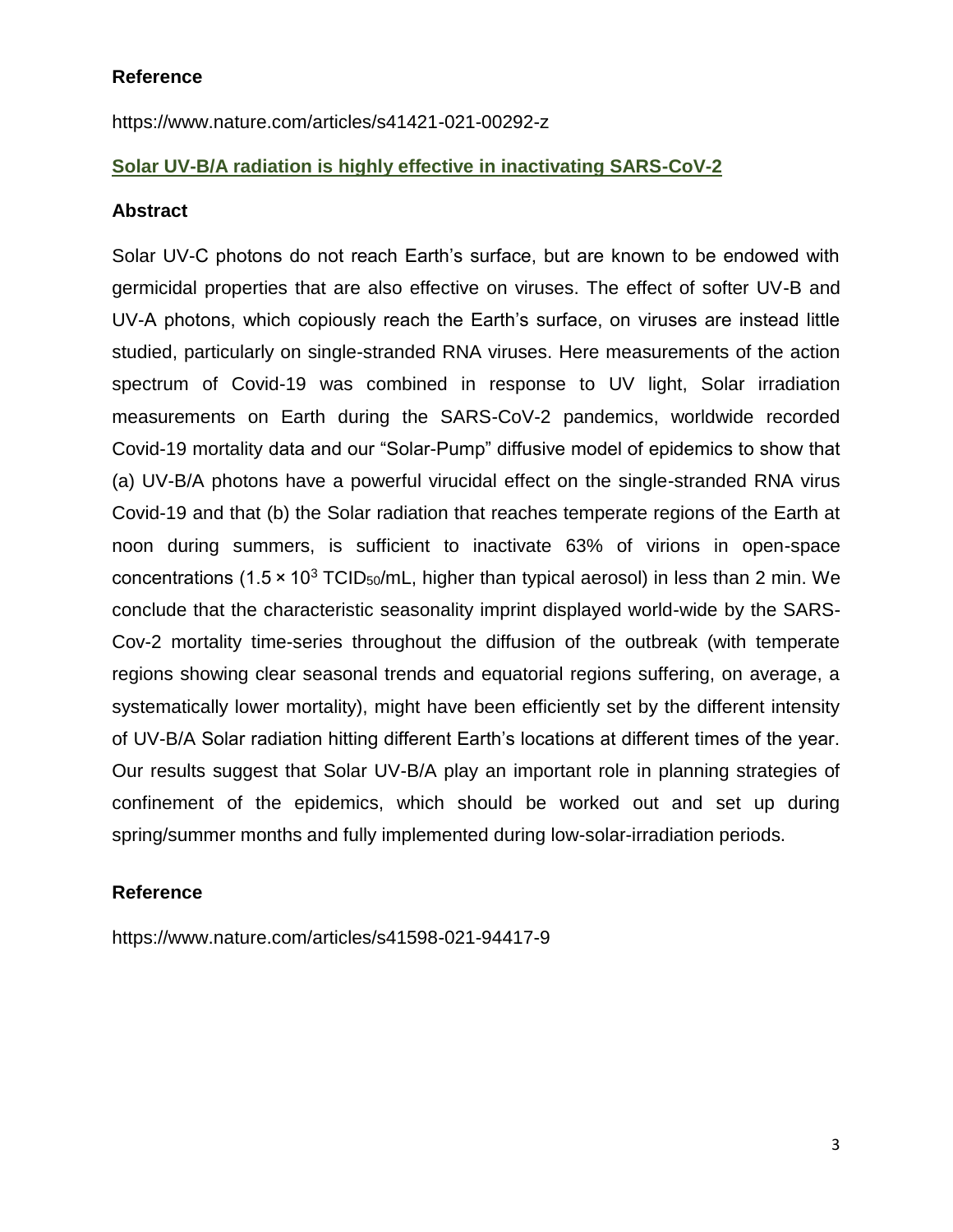**Reference**

https://www.nature.com/articles/s41421-021-00292-z

**Solar UV-B/A radiation is highly effective in inactivating SARS-CoV-2**

**Abstract**

Solar UV-C photons do not reach Earth's surface, but are known to be endowed with germicidal properties that are also effective on viruses. The effect of softer UV-B and UV-A photons, which copiously reach the Earth's surface, on viruses are instead little studied, particularly on single-stranded RNA viruses. Here measurements of the action spectrum of Covid-19 was combined in response to UV light, Solar irradiation measurements on Earth during the SARS-CoV-2 pandemics, worldwide recorded Covid-19 mortality data and our "Solar-Pump" diffusive model of epidemics to show that (a) UV-B/A photons have a powerful virucidal effect on the single-stranded RNA virus Covid-19 and that (b) the Solar radiation that reaches temperate regions of the Earth at noon during summers, is sufficient to inactivate 63% of virions in open-space concentrations ($1.5 \times 10^3$ $TCID_{50}$/mL, higher than typical aerosol) in less than 2 min. We conclude that the characteristic seasonality imprint displayed world-wide by the SARS-Cov-2 mortality time-series throughout the diffusion of the outbreak (with temperate regions showing clear seasonal trends and equatorial regions suffering, on average, a systematically lower mortality), might have been efficiently set by the different intensity of UV-B/A Solar radiation hitting different Earth's locations at different times of the year. Our results suggest that Solar UV-B/A play an important role in planning strategies of confinement of the epidemics, which should be worked out and set up during spring/summer months and fully implemented during low-solar-irradiation periods.

**Reference**

https://www.nature.com/articles/s41598-021-94417-9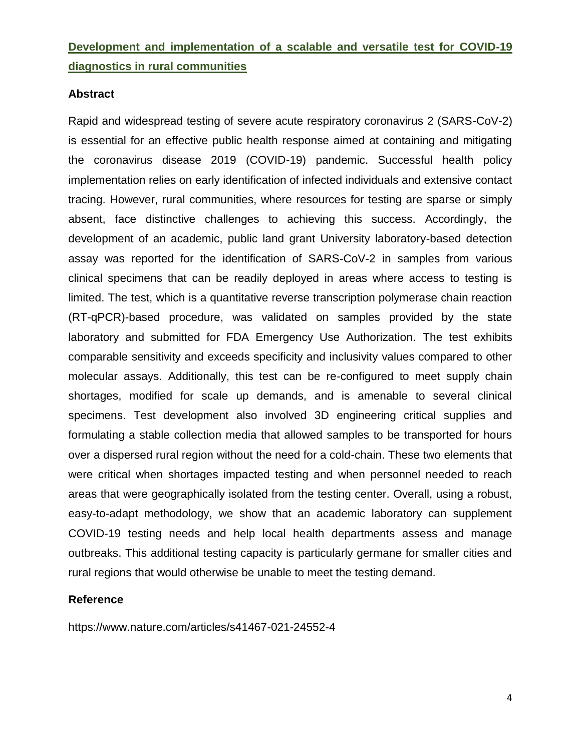## [Development and implementation of a scalable and versatile test for COVID-19 diagnostics in rural communities]

### Abstract

Rapid and widespread testing of severe acute respiratory coronavirus 2 (SARS-CoV-2) is essential for an effective public health response aimed at containing and mitigating the coronavirus disease 2019 (COVID-19) pandemic. Successful health policy implementation relies on early identification of infected individuals and extensive contact tracing. However, rural communities, where resources for testing are sparse or simply absent, face distinctive challenges to achieving this success. Accordingly, the development of an academic, public land grant University laboratory-based detection assay was reported for the identification of SARS-CoV-2 in samples from various clinical specimens that can be readily deployed in areas where access to testing is limited. The test, which is a quantitative reverse transcription polymerase chain reaction (RT-qPCR)-based procedure, was validated on samples provided by the state laboratory and submitted for FDA Emergency Use Authorization. The test exhibits comparable sensitivity and exceeds specificity and inclusivity values compared to other molecular assays. Additionally, this test can be re-configured to meet supply chain shortages, modified for scale up demands, and is amenable to several clinical specimens. Test development also involved 3D engineering critical supplies and formulating a stable collection media that allowed samples to be transported for hours over a dispersed rural region without the need for a cold-chain. These two elements that were critical when shortages impacted testing and when personnel needed to reach areas that were geographically isolated from the testing center. Overall, using a robust, easy-to-adapt methodology, we show that an academic laboratory can supplement COVID-19 testing needs and help local health departments assess and manage outbreaks. This additional testing capacity is particularly germane for smaller cities and rural regions that would otherwise be unable to meet the testing demand.

### Reference

https://www.nature.com/articles/s41467-021-24552-4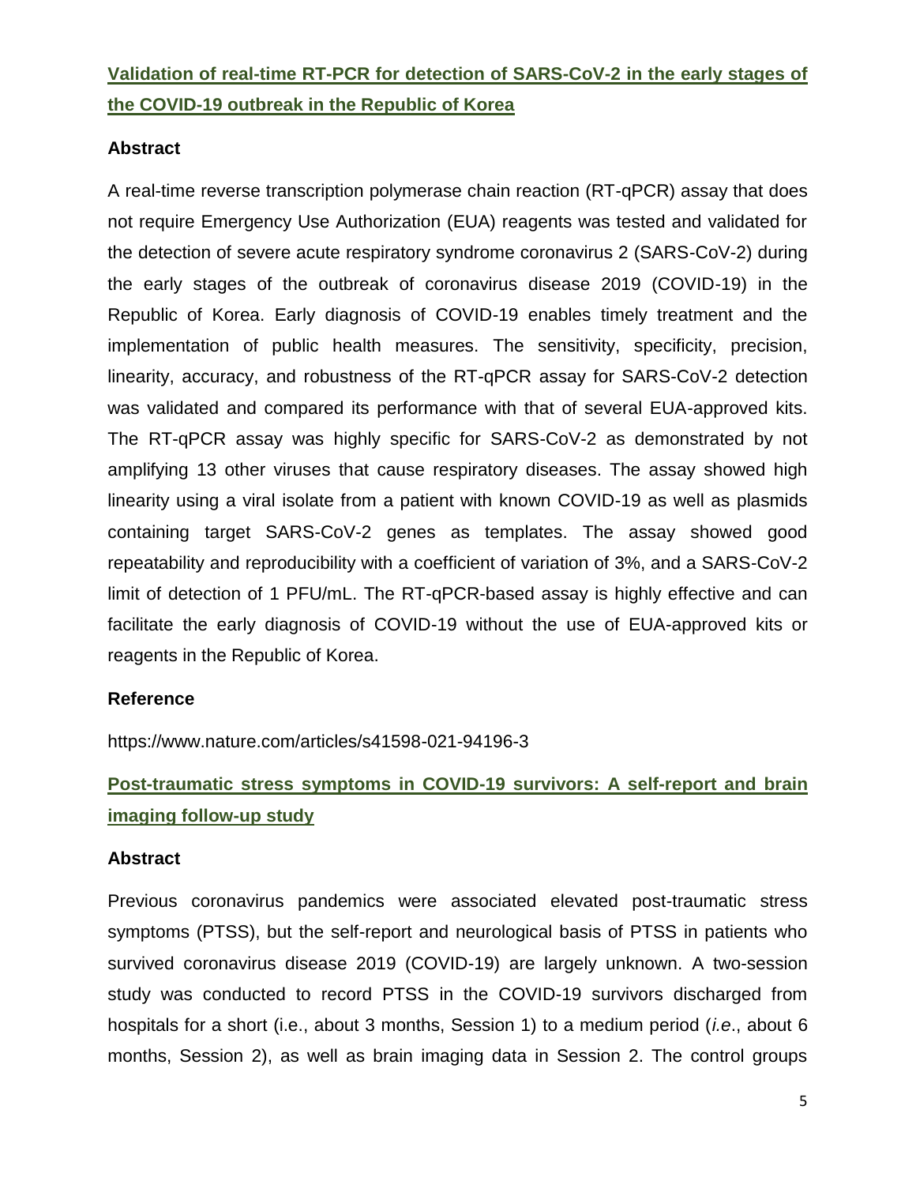## Validation of real-time RT-PCR for detection of SARS-CoV-2 in the early stages of the COVID-19 outbreak in the Republic of Korea

### Abstract

A real-time reverse transcription polymerase chain reaction (RT-qPCR) assay that does not require Emergency Use Authorization (EUA) reagents was tested and validated for the detection of severe acute respiratory syndrome coronavirus 2 (SARS-CoV-2) during the early stages of the outbreak of coronavirus disease 2019 (COVID-19) in the Republic of Korea. Early diagnosis of COVID-19 enables timely treatment and the implementation of public health measures. The sensitivity, specificity, precision, linearity, accuracy, and robustness of the RT-qPCR assay for SARS-CoV-2 detection was validated and compared its performance with that of several EUA-approved kits. The RT-qPCR assay was highly specific for SARS-CoV-2 as demonstrated by not amplifying 13 other viruses that cause respiratory diseases. The assay showed high linearity using a viral isolate from a patient with known COVID-19 as well as plasmids containing target SARS-CoV-2 genes as templates. The assay showed good repeatability and reproducibility with a coefficient of variation of 3%, and a SARS-CoV-2 limit of detection of 1 PFU/mL. The RT-qPCR-based assay is highly effective and can facilitate the early diagnosis of COVID-19 without the use of EUA-approved kits or reagents in the Republic of Korea.

### Reference

https://www.nature.com/articles/s41598-021-94196-3

## Post-traumatic stress symptoms in COVID-19 survivors: A self-report and brain imaging follow-up study

### Abstract

Previous coronavirus pandemics were associated elevated post-traumatic stress symptoms (PTSS), but the self-report and neurological basis of PTSS in patients who survived coronavirus disease 2019 (COVID-19) are largely unknown. A two-session study was conducted to record PTSS in the COVID-19 survivors discharged from hospitals for a short (i.e., about 3 months, Session 1) to a medium period (*i.e*., about 6 months, Session 2), as well as brain imaging data in Session 2. The control groups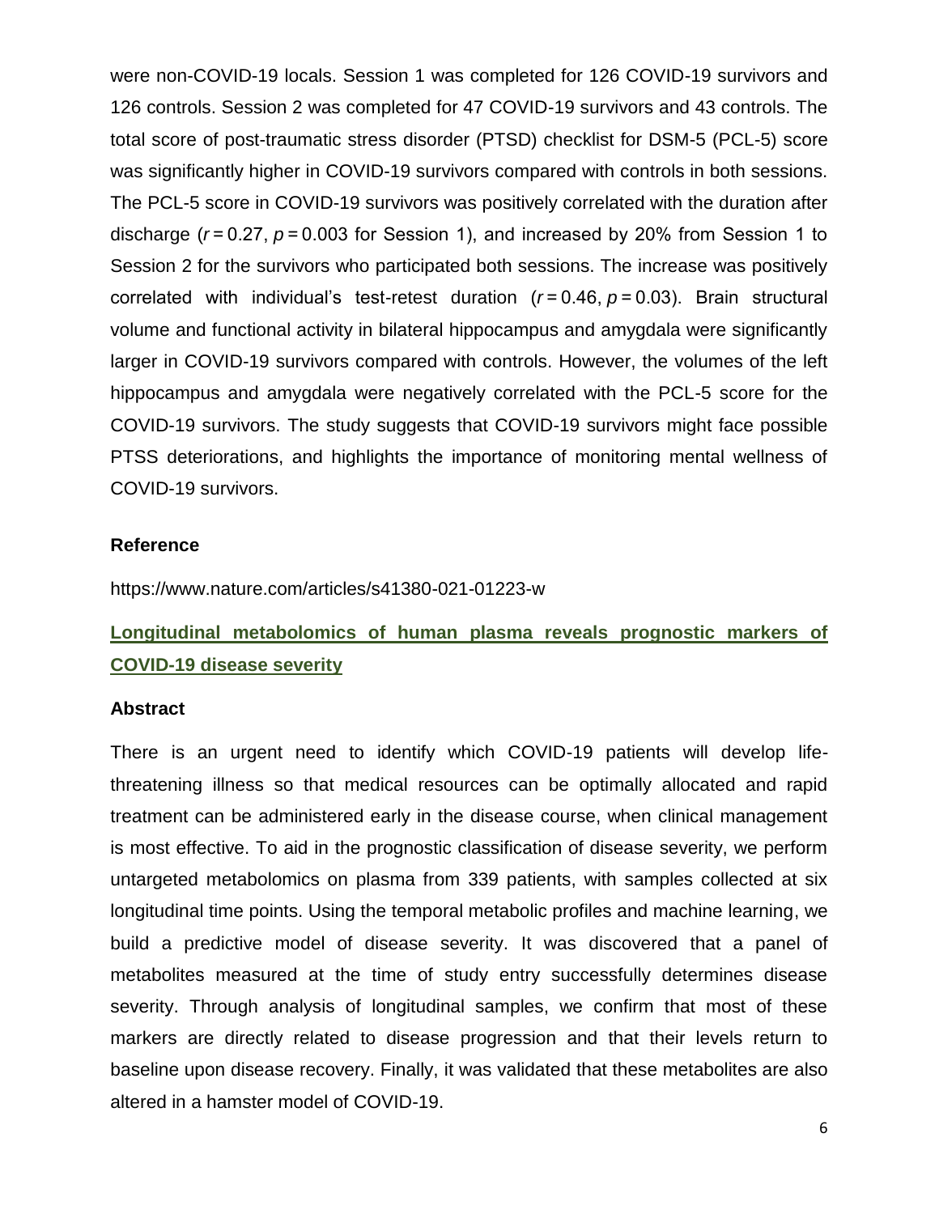were non-COVID-19 locals. Session 1 was completed for 126 COVID-19 survivors and 126 controls. Session 2 was completed for 47 COVID-19 survivors and 43 controls. The total score of post-traumatic stress disorder (PTSD) checklist for DSM-5 (PCL-5) score was significantly higher in COVID-19 survivors compared with controls in both sessions. The PCL-5 score in COVID-19 survivors was positively correlated with the duration after discharge ($r = 0.27$, $p = 0.003$ for Session 1), and increased by 20% from Session 1 to Session 2 for the survivors who participated both sessions. The increase was positively correlated with individual's test-retest duration ($r = 0.46$, $p = 0.03$). Brain structural volume and functional activity in bilateral hippocampus and amygdala were significantly larger in COVID-19 survivors compared with controls. However, the volumes of the left hippocampus and amygdala were negatively correlated with the PCL-5 score for the COVID-19 survivors. The study suggests that COVID-19 survivors might face possible PTSS deteriorations, and highlights the importance of monitoring mental wellness of COVID-19 survivors.

### Reference

https://www.nature.com/articles/s41380-021-01223-w

## Longitudinal metabolomics of human plasma reveals prognostic markers of COVID-19 disease severity

### Abstract

There is an urgent need to identify which COVID-19 patients will develop life-threatening illness so that medical resources can be optimally allocated and rapid treatment can be administered early in the disease course, when clinical management is most effective. To aid in the prognostic classification of disease severity, we perform untargeted metabolomics on plasma from 339 patients, with samples collected at six longitudinal time points. Using the temporal metabolic profiles and machine learning, we build a predictive model of disease severity. It was discovered that a panel of metabolites measured at the time of study entry successfully determines disease severity. Through analysis of longitudinal samples, we confirm that most of these markers are directly related to disease progression and that their levels return to baseline upon disease recovery. Finally, it was validated that these metabolites are also altered in a hamster model of COVID-19.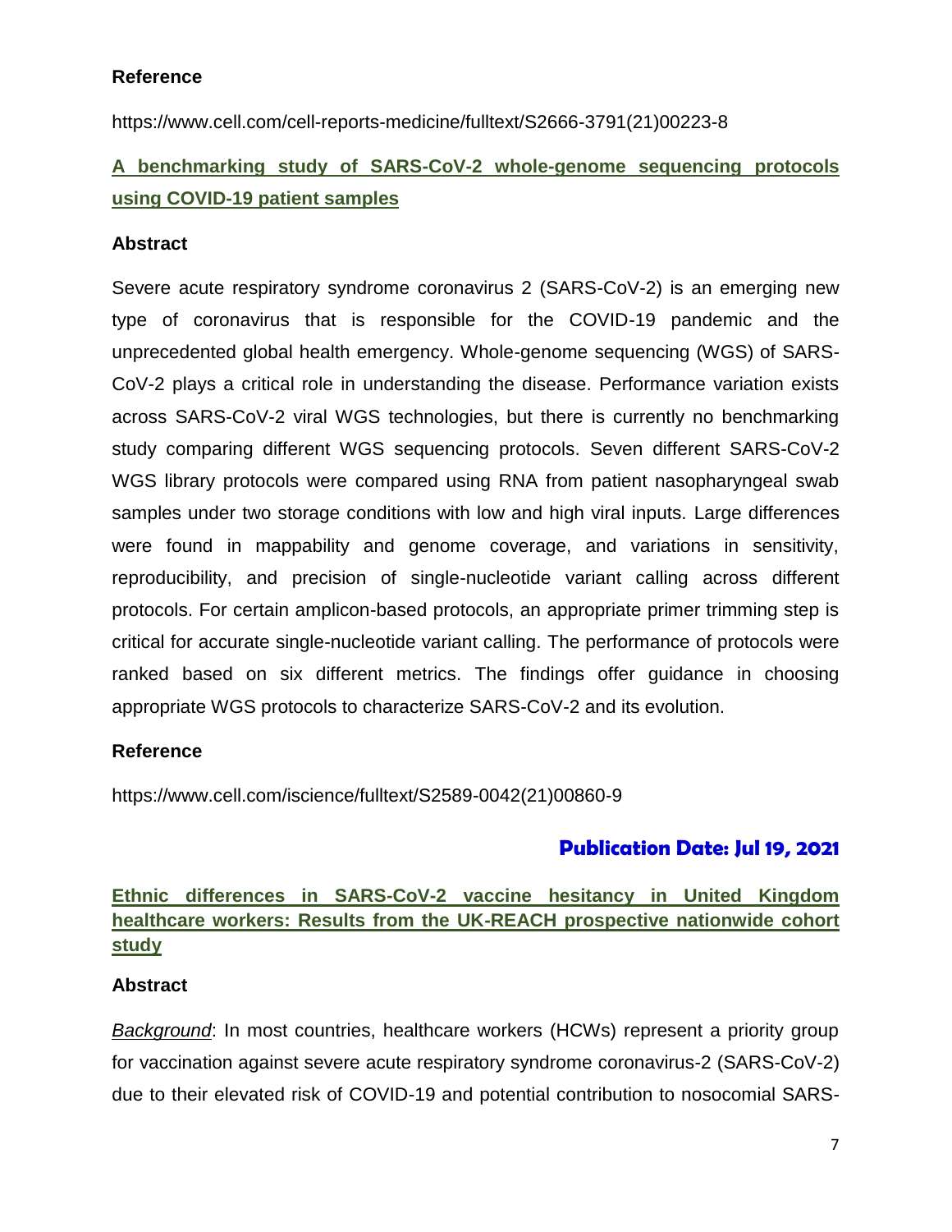### Reference

https://www.cell.com/cell-reports-medicine/fulltext/S2666-3791(21)00223-8

## A benchmarking study of SARS-CoV-2 whole-genome sequencing protocols using COVID-19 patient samples

### Abstract

Severe acute respiratory syndrome coronavirus 2 (SARS-CoV-2) is an emerging new type of coronavirus that is responsible for the COVID-19 pandemic and the unprecedented global health emergency. Whole-genome sequencing (WGS) of SARS-CoV-2 plays a critical role in understanding the disease. Performance variation exists across SARS-CoV-2 viral WGS technologies, but there is currently no benchmarking study comparing different WGS sequencing protocols. Seven different SARS-CoV-2 WGS library protocols were compared using RNA from patient nasopharyngeal swab samples under two storage conditions with low and high viral inputs. Large differences were found in mappability and genome coverage, and variations in sensitivity, reproducibility, and precision of single-nucleotide variant calling across different protocols. For certain amplicon-based protocols, an appropriate primer trimming step is critical for accurate single-nucleotide variant calling. The performance of protocols were ranked based on six different metrics. The findings offer guidance in choosing appropriate WGS protocols to characterize SARS-CoV-2 and its evolution.

### Reference

https://www.cell.com/iscience/fulltext/S2589-0042(21)00860-9

# Publication Date: Jul 19, 2021

## Ethnic differences in SARS-CoV-2 vaccine hesitancy in United Kingdom healthcare workers: Results from the UK-REACH prospective nationwide cohort study

### Abstract

*Background*: In most countries, healthcare workers (HCWs) represent a priority group for vaccination against severe acute respiratory syndrome coronavirus-2 (SARS-CoV-2) due to their elevated risk of COVID-19 and potential contribution to nosocomial SARS-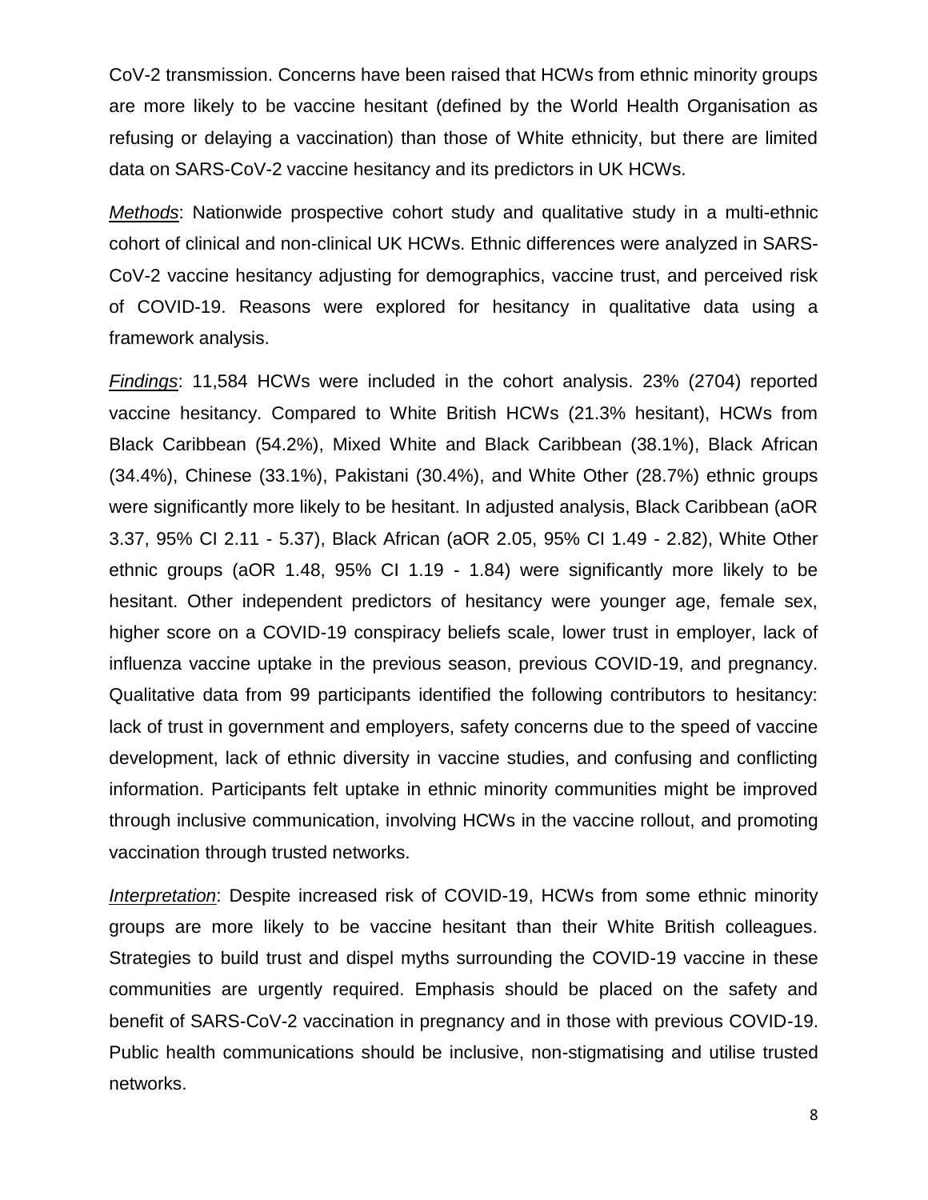CoV-2 transmission. Concerns have been raised that HCWs from ethnic minority groups are more likely to be vaccine hesitant (defined by the World Health Organisation as refusing or delaying a vaccination) than those of White ethnicity, but there are limited data on SARS-CoV-2 vaccine hesitancy and its predictors in UK HCWs.

*Methods*: Nationwide prospective cohort study and qualitative study in a multi-ethnic cohort of clinical and non-clinical UK HCWs. Ethnic differences were analyzed in SARS-CoV-2 vaccine hesitancy adjusting for demographics, vaccine trust, and perceived risk of COVID-19. Reasons were explored for hesitancy in qualitative data using a framework analysis.

*Findings*: 11,584 HCWs were included in the cohort analysis. 23% (2704) reported vaccine hesitancy. Compared to White British HCWs (21.3% hesitant), HCWs from Black Caribbean (54.2%), Mixed White and Black Caribbean (38.1%), Black African (34.4%), Chinese (33.1%), Pakistani (30.4%), and White Other (28.7%) ethnic groups were significantly more likely to be hesitant. In adjusted analysis, Black Caribbean (aOR 3.37, 95% CI 2.11 - 5.37), Black African (aOR 2.05, 95% CI 1.49 - 2.82), White Other ethnic groups (aOR 1.48, 95% CI 1.19 - 1.84) were significantly more likely to be hesitant. Other independent predictors of hesitancy were younger age, female sex, higher score on a COVID-19 conspiracy beliefs scale, lower trust in employer, lack of influenza vaccine uptake in the previous season, previous COVID-19, and pregnancy. Qualitative data from 99 participants identified the following contributors to hesitancy: lack of trust in government and employers, safety concerns due to the speed of vaccine development, lack of ethnic diversity in vaccine studies, and confusing and conflicting information. Participants felt uptake in ethnic minority communities might be improved through inclusive communication, involving HCWs in the vaccine rollout, and promoting vaccination through trusted networks.

*Interpretation*: Despite increased risk of COVID-19, HCWs from some ethnic minority groups are more likely to be vaccine hesitant than their White British colleagues. Strategies to build trust and dispel myths surrounding the COVID-19 vaccine in these communities are urgently required. Emphasis should be placed on the safety and benefit of SARS-CoV-2 vaccination in pregnancy and in those with previous COVID-19. Public health communications should be inclusive, non-stigmatising and utilise trusted networks.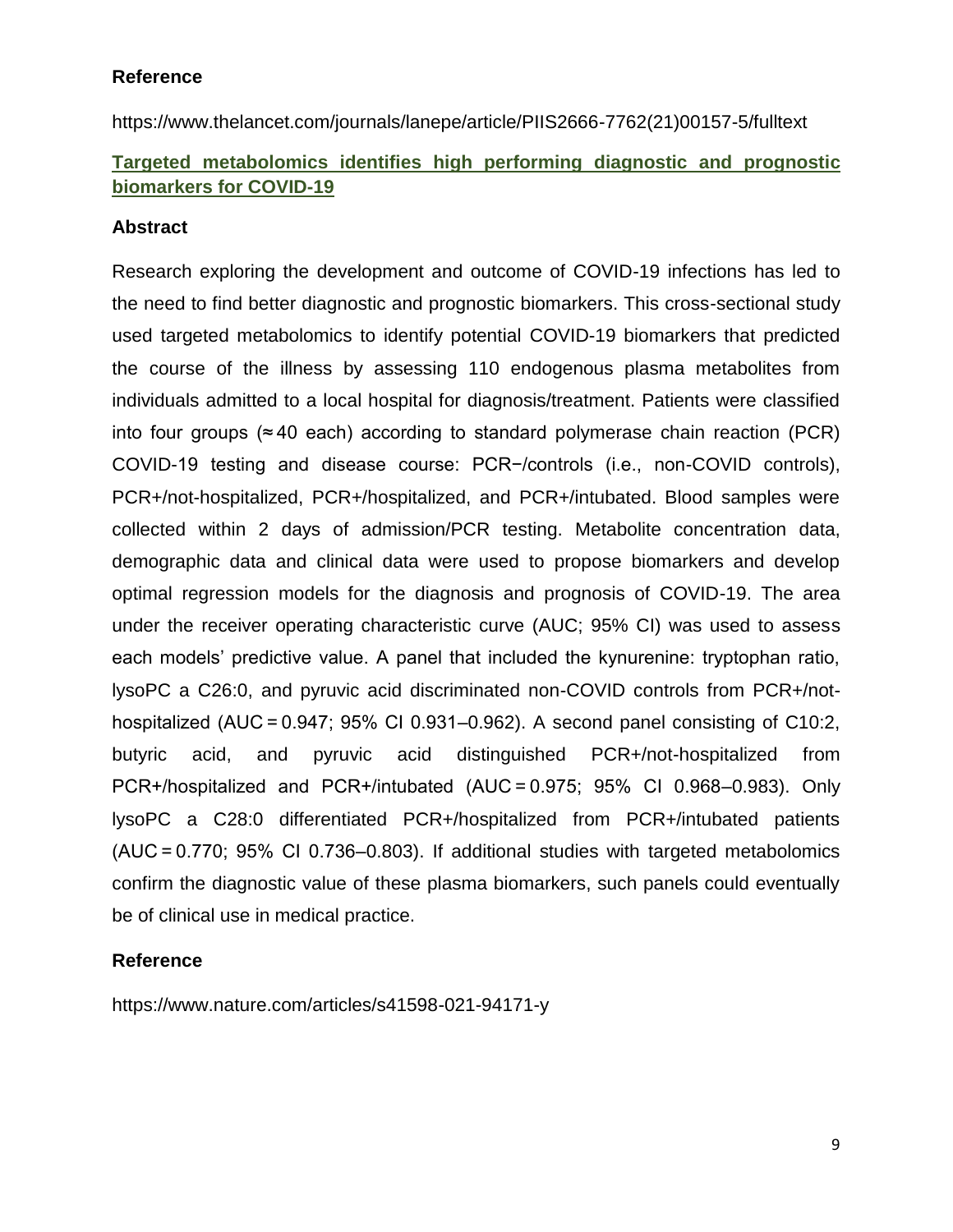**Reference**

https://www.thelancet.com/journals/lanepe/article/PIIS2666-7762(21)00157-5/fulltext

## Targeted metabolomics identifies high performing diagnostic and prognostic biomarkers for COVID-19

**Abstract**

Research exploring the development and outcome of COVID-19 infections has led to the need to find better diagnostic and prognostic biomarkers. This cross-sectional study used targeted metabolomics to identify potential COVID-19 biomarkers that predicted the course of the illness by assessing 110 endogenous plasma metabolites from individuals admitted to a local hospital for diagnosis/treatment. Patients were classified into four groups (≈ 40 each) according to standard polymerase chain reaction (PCR) COVID-19 testing and disease course: PCR−/controls (i.e., non-COVID controls), PCR+/not-hospitalized, PCR+/hospitalized, and PCR+/intubated. Blood samples were collected within 2 days of admission/PCR testing. Metabolite concentration data, demographic data and clinical data were used to propose biomarkers and develop optimal regression models for the diagnosis and prognosis of COVID-19. The area under the receiver operating characteristic curve (AUC; 95% CI) was used to assess each models' predictive value. A panel that included the kynurenine: tryptophan ratio, lysoPC a C26:0, and pyruvic acid discriminated non-COVID controls from PCR+/not-hospitalized (AUC = 0.947; 95% CI 0.931–0.962). A second panel consisting of C10:2, butyric acid, and pyruvic acid distinguished PCR+/not-hospitalized from PCR+/hospitalized and PCR+/intubated (AUC = 0.975; 95% CI 0.968–0.983). Only lysoPC a C28:0 differentiated PCR+/hospitalized from PCR+/intubated patients (AUC = 0.770; 95% CI 0.736–0.803). If additional studies with targeted metabolomics confirm the diagnostic value of these plasma biomarkers, such panels could eventually be of clinical use in medical practice.

**Reference**

https://www.nature.com/articles/s41598-021-94171-y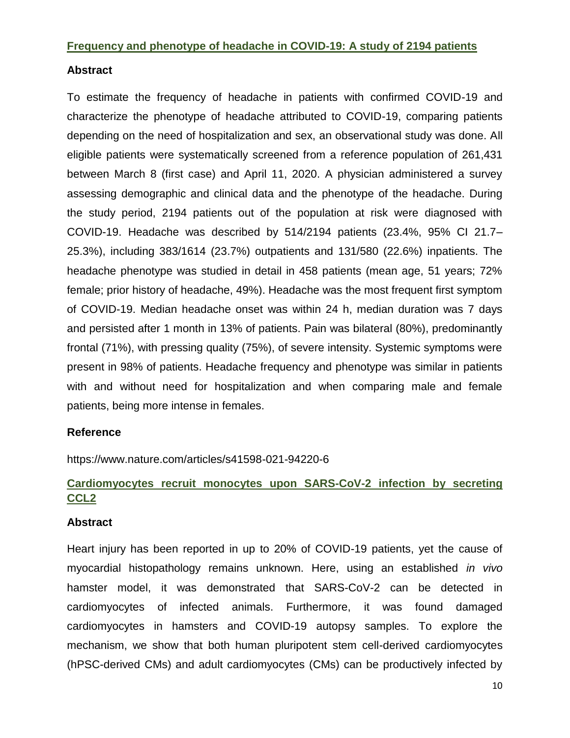## Frequency and phenotype of headache in COVID-19: A study of 2194 patients

### Abstract

To estimate the frequency of headache in patients with confirmed COVID-19 and characterize the phenotype of headache attributed to COVID-19, comparing patients depending on the need of hospitalization and sex, an observational study was done. All eligible patients were systematically screened from a reference population of 261,431 between March 8 (first case) and April 11, 2020. A physician administered a survey assessing demographic and clinical data and the phenotype of the headache. During the study period, 2194 patients out of the population at risk were diagnosed with COVID-19. Headache was described by 514/2194 patients (23.4%, 95% CI 21.7–25.3%), including 383/1614 (23.7%) outpatients and 131/580 (22.6%) inpatients. The headache phenotype was studied in detail in 458 patients (mean age, 51 years; 72% female; prior history of headache, 49%). Headache was the most frequent first symptom of COVID-19. Median headache onset was within 24 h, median duration was 7 days and persisted after 1 month in 13% of patients. Pain was bilateral (80%), predominantly frontal (71%), with pressing quality (75%), of severe intensity. Systemic symptoms were present in 98% of patients. Headache frequency and phenotype was similar in patients with and without need for hospitalization and when comparing male and female patients, being more intense in females.

### Reference

https://www.nature.com/articles/s41598-021-94220-6

## Cardiomyocytes recruit monocytes upon SARS-CoV-2 infection by secreting CCL2

### Abstract

Heart injury has been reported in up to 20% of COVID-19 patients, yet the cause of myocardial histopathology remains unknown. Here, using an established *in vivo* hamster model, it was demonstrated that SARS-CoV-2 can be detected in cardiomyocytes of infected animals. Furthermore, it was found damaged cardiomyocytes in hamsters and COVID-19 autopsy samples. To explore the mechanism, we show that both human pluripotent stem cell-derived cardiomyocytes (hPSC-derived CMs) and adult cardiomyocytes (CMs) can be productively infected by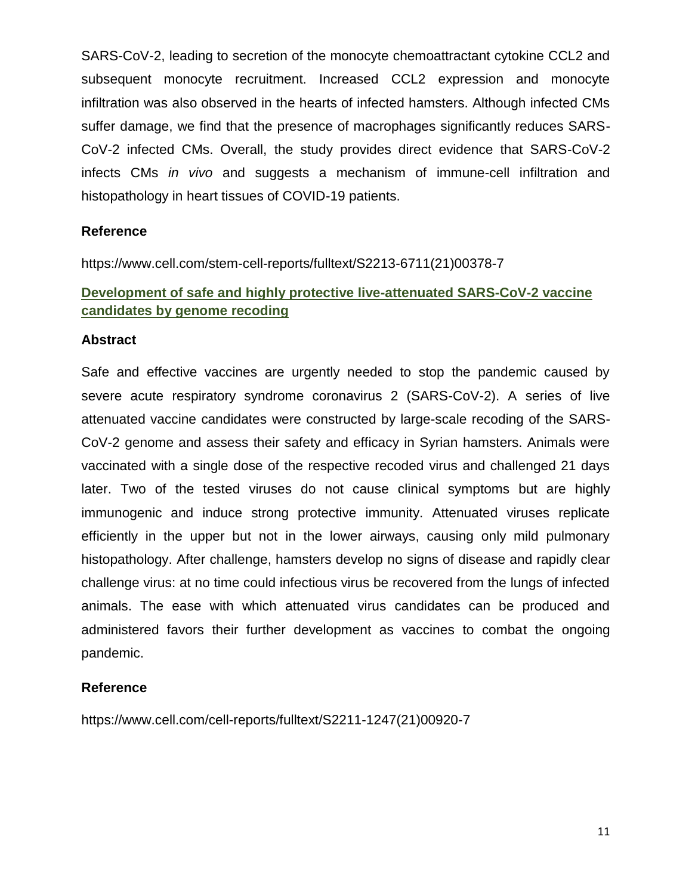SARS-CoV-2, leading to secretion of the monocyte chemoattractant cytokine CCL2 and subsequent monocyte recruitment. Increased CCL2 expression and monocyte infiltration was also observed in the hearts of infected hamsters. Although infected CMs suffer damage, we find that the presence of macrophages significantly reduces SARS-CoV-2 infected CMs. Overall, the study provides direct evidence that SARS-CoV-2 infects CMs *in vivo* and suggests a mechanism of immune-cell infiltration and histopathology in heart tissues of COVID-19 patients.

**Reference**

https://www.cell.com/stem-cell-reports/fulltext/S2213-6711(21)00378-7

### Development of safe and highly protective live-attenuated SARS-CoV-2 vaccine candidates by genome recoding

**Abstract**

Safe and effective vaccines are urgently needed to stop the pandemic caused by severe acute respiratory syndrome coronavirus 2 (SARS-CoV-2). A series of live attenuated vaccine candidates were constructed by large-scale recoding of the SARS-CoV-2 genome and assess their safety and efficacy in Syrian hamsters. Animals were vaccinated with a single dose of the respective recoded virus and challenged 21 days later. Two of the tested viruses do not cause clinical symptoms but are highly immunogenic and induce strong protective immunity. Attenuated viruses replicate efficiently in the upper but not in the lower airways, causing only mild pulmonary histopathology. After challenge, hamsters develop no signs of disease and rapidly clear challenge virus: at no time could infectious virus be recovered from the lungs of infected animals. The ease with which attenuated virus candidates can be produced and administered favors their further development as vaccines to combat the ongoing pandemic.

**Reference**

https://www.cell.com/cell-reports/fulltext/S2211-1247(21)00920-7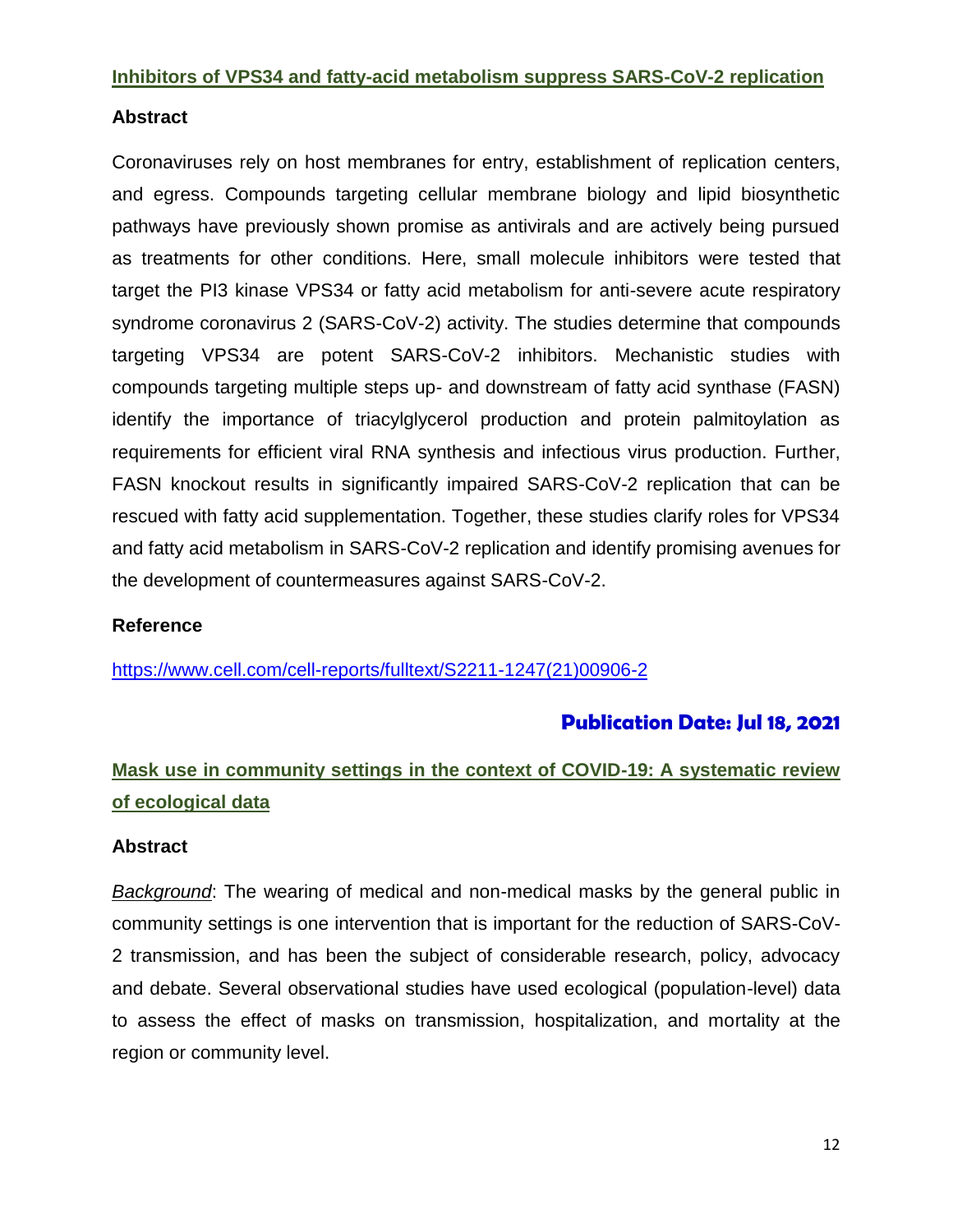## Inhibitors of VPS34 and fatty-acid metabolism suppress SARS-CoV-2 replication

### Abstract

Coronaviruses rely on host membranes for entry, establishment of replication centers, and egress. Compounds targeting cellular membrane biology and lipid biosynthetic pathways have previously shown promise as antivirals and are actively being pursued as treatments for other conditions. Here, small molecule inhibitors were tested that target the PI3 kinase VPS34 or fatty acid metabolism for anti-severe acute respiratory syndrome coronavirus 2 (SARS-CoV-2) activity. The studies determine that compounds targeting VPS34 are potent SARS-CoV-2 inhibitors. Mechanistic studies with compounds targeting multiple steps up- and downstream of fatty acid synthase (FASN) identify the importance of triacylglycerol production and protein palmitoylation as requirements for efficient viral RNA synthesis and infectious virus production. Further, FASN knockout results in significantly impaired SARS-CoV-2 replication that can be rescued with fatty acid supplementation. Together, these studies clarify roles for VPS34 and fatty acid metabolism in SARS-CoV-2 replication and identify promising avenues for the development of countermeasures against SARS-CoV-2.

### Reference

https://www.cell.com/cell-reports/fulltext/S2211-1247(21)00906-2

**Publication Date: Jul 18, 2021**

## Mask use in community settings in the context of COVID-19: A systematic review of ecological data

### Abstract

*Background*: The wearing of medical and non-medical masks by the general public in community settings is one intervention that is important for the reduction of SARS-CoV-2 transmission, and has been the subject of considerable research, policy, advocacy and debate. Several observational studies have used ecological (population-level) data to assess the effect of masks on transmission, hospitalization, and mortality at the region or community level.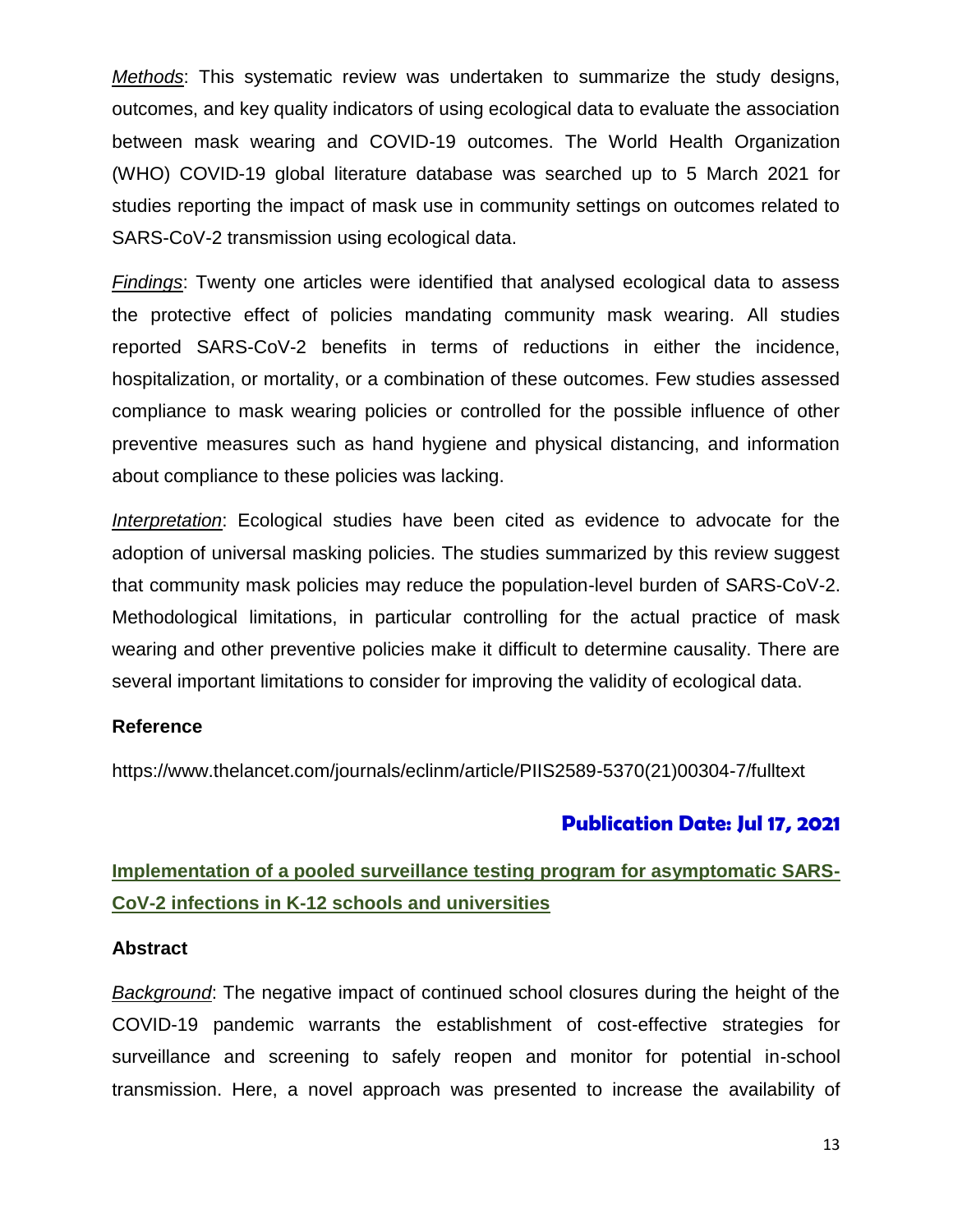*Methods*: This systematic review was undertaken to summarize the study designs, outcomes, and key quality indicators of using ecological data to evaluate the association between mask wearing and COVID-19 outcomes. The World Health Organization (WHO) COVID-19 global literature database was searched up to 5 March 2021 for studies reporting the impact of mask use in community settings on outcomes related to SARS-CoV-2 transmission using ecological data.

*Findings*: Twenty one articles were identified that analysed ecological data to assess the protective effect of policies mandating community mask wearing. All studies reported SARS-CoV-2 benefits in terms of reductions in either the incidence, hospitalization, or mortality, or a combination of these outcomes. Few studies assessed compliance to mask wearing policies or controlled for the possible influence of other preventive measures such as hand hygiene and physical distancing, and information about compliance to these policies was lacking.

*Interpretation*: Ecological studies have been cited as evidence to advocate for the adoption of universal masking policies. The studies summarized by this review suggest that community mask policies may reduce the population-level burden of SARS-CoV-2. Methodological limitations, in particular controlling for the actual practice of mask wearing and other preventive policies make it difficult to determine causality. There are several important limitations to consider for improving the validity of ecological data.

**Reference**

https://www.thelancet.com/journals/eclinm/article/PIIS2589-5370(21)00304-7/fulltext

**Publication Date: Jul 17, 2021**

## Implementation of a pooled surveillance testing program for asymptomatic SARS-CoV-2 infections in K-12 schools and universities

**Abstract**

*Background*: The negative impact of continued school closures during the height of the COVID-19 pandemic warrants the establishment of cost-effective strategies for surveillance and screening to safely reopen and monitor for potential in-school transmission. Here, a novel approach was presented to increase the availability of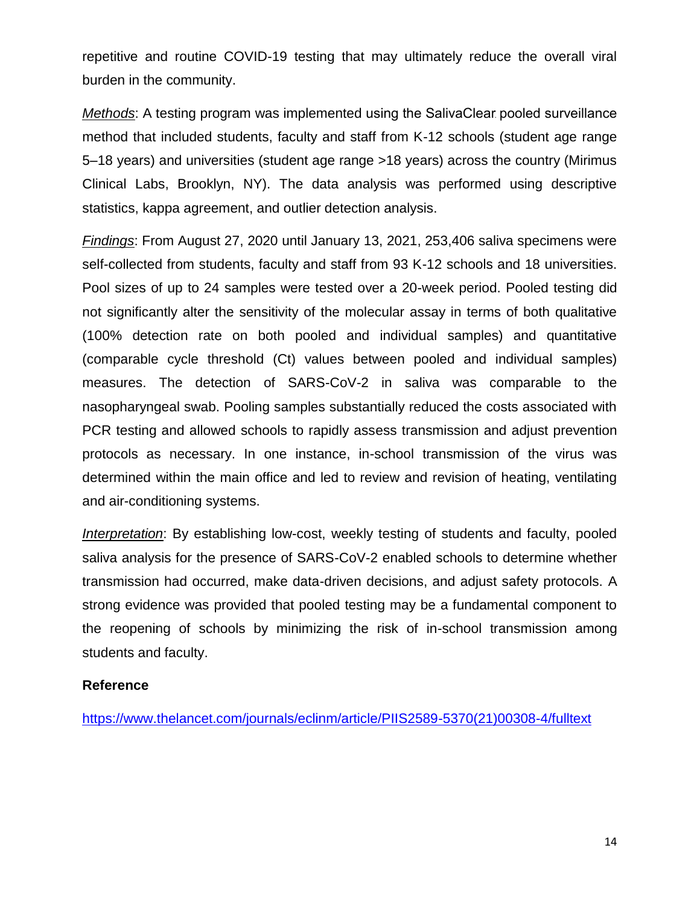repetitive and routine COVID-19 testing that may ultimately reduce the overall viral burden in the community.

*Methods*: A testing program was implemented using the SalivaClear pooled surveillance method that included students, faculty and staff from K-12 schools (student age range 5–18 years) and universities (student age range >18 years) across the country (Mirimus Clinical Labs, Brooklyn, NY). The data analysis was performed using descriptive statistics, kappa agreement, and outlier detection analysis.

*Findings*: From August 27, 2020 until January 13, 2021, 253,406 saliva specimens were self-collected from students, faculty and staff from 93 K-12 schools and 18 universities. Pool sizes of up to 24 samples were tested over a 20-week period. Pooled testing did not significantly alter the sensitivity of the molecular assay in terms of both qualitative (100% detection rate on both pooled and individual samples) and quantitative (comparable cycle threshold (Ct) values between pooled and individual samples) measures. The detection of SARS-CoV-2 in saliva was comparable to the nasopharyngeal swab. Pooling samples substantially reduced the costs associated with PCR testing and allowed schools to rapidly assess transmission and adjust prevention protocols as necessary. In one instance, in-school transmission of the virus was determined within the main office and led to review and revision of heating, ventilating and air-conditioning systems.

*Interpretation*: By establishing low-cost, weekly testing of students and faculty, pooled saliva analysis for the presence of SARS-CoV-2 enabled schools to determine whether transmission had occurred, make data-driven decisions, and adjust safety protocols. A strong evidence was provided that pooled testing may be a fundamental component to the reopening of schools by minimizing the risk of in-school transmission among students and faculty.

**Reference**

https://www.thelancet.com/journals/eclinm/article/PIIS2589-5370(21)00308-4/fulltext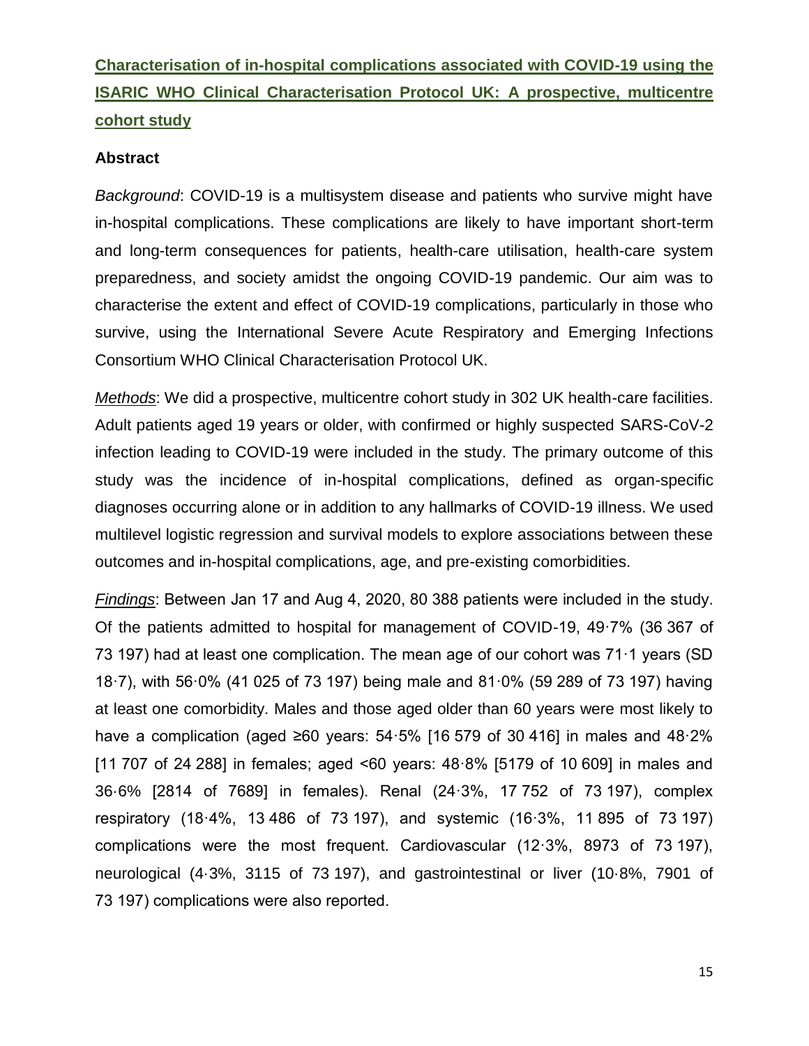# Characterisation of in-hospital complications associated with COVID-19 using the ISARIC WHO Clinical Characterisation Protocol UK: A prospective, multicentre cohort study

## Abstract

*Background*: COVID-19 is a multisystem disease and patients who survive might have in-hospital complications. These complications are likely to have important short-term and long-term consequences for patients, health-care utilisation, health-care system preparedness, and society amidst the ongoing COVID-19 pandemic. Our aim was to characterise the extent and effect of COVID-19 complications, particularly in those who survive, using the International Severe Acute Respiratory and Emerging Infections Consortium WHO Clinical Characterisation Protocol UK.

*Methods*: We did a prospective, multicentre cohort study in 302 UK health-care facilities. Adult patients aged 19 years or older, with confirmed or highly suspected SARS-CoV-2 infection leading to COVID-19 were included in the study. The primary outcome of this study was the incidence of in-hospital complications, defined as organ-specific diagnoses occurring alone or in addition to any hallmarks of COVID-19 illness. We used multilevel logistic regression and survival models to explore associations between these outcomes and in-hospital complications, age, and pre-existing comorbidities.

*Findings*: Between Jan 17 and Aug 4, 2020, 80 388 patients were included in the study. Of the patients admitted to hospital for management of COVID-19, 49·7% (36 367 of 73 197) had at least one complication. The mean age of our cohort was 71·1 years (SD 18·7), with 56·0% (41 025 of 73 197) being male and 81·0% (59 289 of 73 197) having at least one comorbidity. Males and those aged older than 60 years were most likely to have a complication (aged ≥60 years: 54·5% [16 579 of 30 416] in males and 48·2% [11 707 of 24 288] in females; aged <60 years: 48·8% [5179 of 10 609] in males and 36·6% [2814 of 7689] in females). Renal (24·3%, 17 752 of 73 197), complex respiratory (18·4%, 13 486 of 73 197), and systemic (16·3%, 11 895 of 73 197) complications were the most frequent. Cardiovascular (12·3%, 8973 of 73 197), neurological (4·3%, 3115 of 73 197), and gastrointestinal or liver (10·8%, 7901 of 73 197) complications were also reported.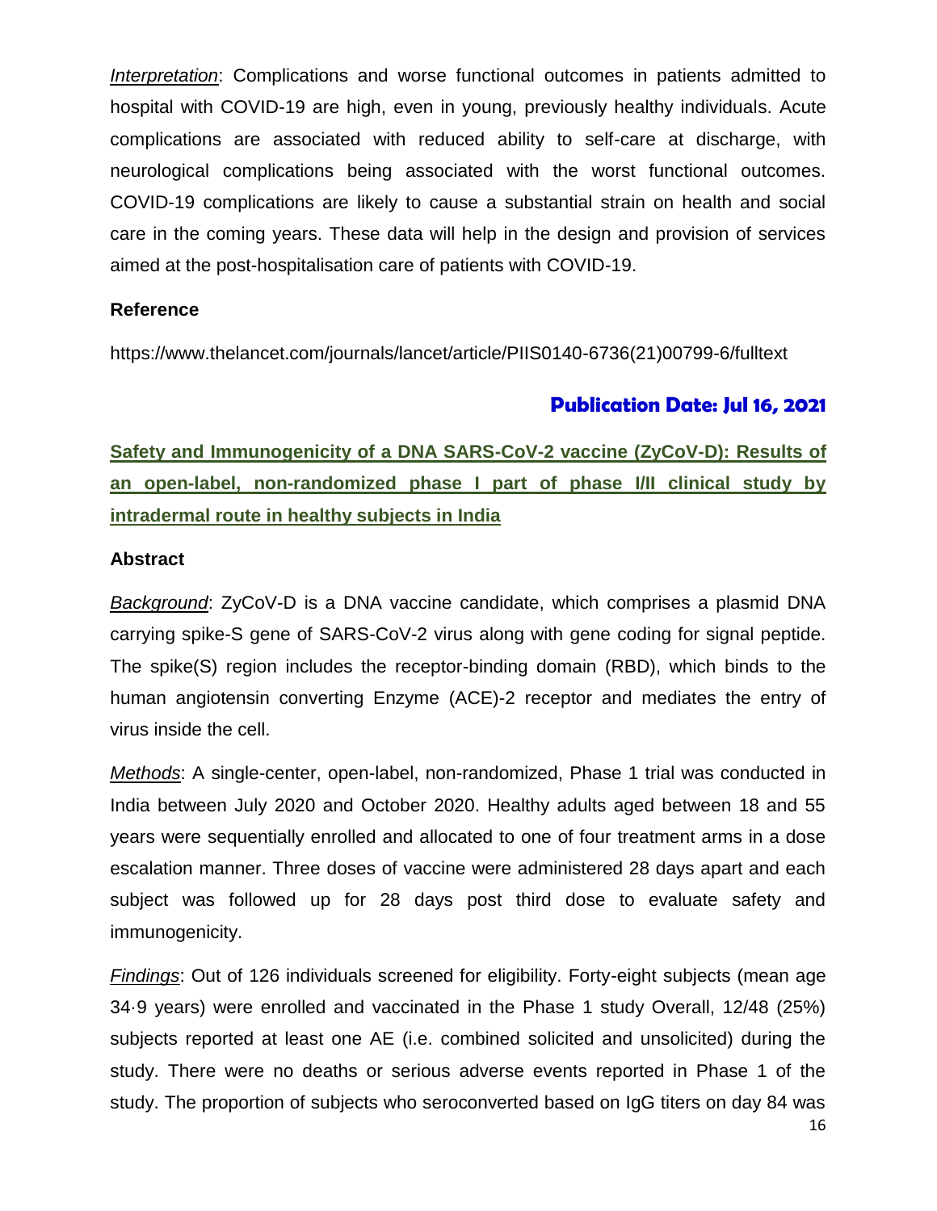*Interpretation*: Complications and worse functional outcomes in patients admitted to hospital with COVID-19 are high, even in young, previously healthy individuals. Acute complications are associated with reduced ability to self-care at discharge, with neurological complications being associated with the worst functional outcomes. COVID-19 complications are likely to cause a substantial strain on health and social care in the coming years. These data will help in the design and provision of services aimed at the post-hospitalisation care of patients with COVID-19.

**Reference**

https://www.thelancet.com/journals/lancet/article/PIIS0140-6736(21)00799-6/fulltext

**Publication Date: Jul 16, 2021**

## Safety and Immunogenicity of a DNA SARS-CoV-2 vaccine (ZyCoV-D): Results of an open-label, non-randomized phase I part of phase I/II clinical study by intradermal route in healthy subjects in India

**Abstract**

*Background*: ZyCoV-D is a DNA vaccine candidate, which comprises a plasmid DNA carrying spike-S gene of SARS-CoV-2 virus along with gene coding for signal peptide. The spike(S) region includes the receptor-binding domain (RBD), which binds to the human angiotensin converting Enzyme (ACE)-2 receptor and mediates the entry of virus inside the cell.

*Methods*: A single-center, open-label, non-randomized, Phase 1 trial was conducted in India between July 2020 and October 2020. Healthy adults aged between 18 and 55 years were sequentially enrolled and allocated to one of four treatment arms in a dose escalation manner. Three doses of vaccine were administered 28 days apart and each subject was followed up for 28 days post third dose to evaluate safety and immunogenicity.

*Findings*: Out of 126 individuals screened for eligibility. Forty-eight subjects (mean age 34·9 years) were enrolled and vaccinated in the Phase 1 study Overall, 12/48 (25%) subjects reported at least one AE (i.e. combined solicited and unsolicited) during the study. There were no deaths or serious adverse events reported in Phase 1 of the study. The proportion of subjects who seroconverted based on IgG titers on day 84 was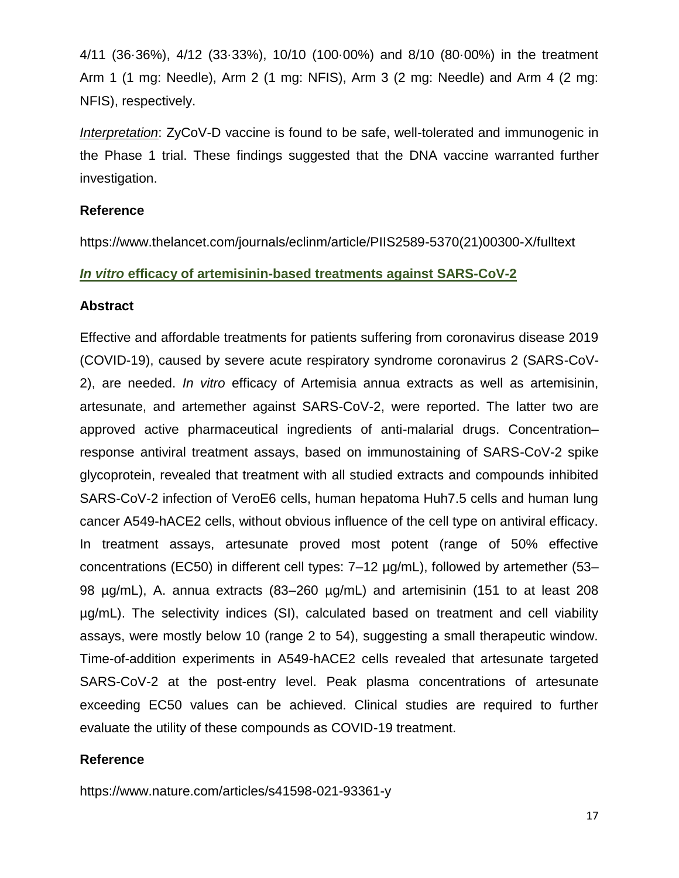4/11 (36·36%), 4/12 (33·33%), 10/10 (100·00%) and 8/10 (80·00%) in the treatment Arm 1 (1 mg: Needle), Arm 2 (1 mg: NFIS), Arm 3 (2 mg: Needle) and Arm 4 (2 mg: NFIS), respectively.

*Interpretation*: ZyCoV-D vaccine is found to be safe, well-tolerated and immunogenic in the Phase 1 trial. These findings suggested that the DNA vaccine warranted further investigation.

**Reference**

https://www.thelancet.com/journals/eclinm/article/PIIS2589-5370(21)00300-X/fulltext

## *In vitro* efficacy of artemisinin-based treatments against SARS-CoV-2

**Abstract**

Effective and affordable treatments for patients suffering from coronavirus disease 2019 (COVID-19), caused by severe acute respiratory syndrome coronavirus 2 (SARS-CoV-2), are needed. *In vitro* efficacy of Artemisia annua extracts as well as artemisinin, artesunate, and artemether against SARS-CoV-2, were reported. The latter two are approved active pharmaceutical ingredients of anti-malarial drugs. Concentration–response antiviral treatment assays, based on immunostaining of SARS-CoV-2 spike glycoprotein, revealed that treatment with all studied extracts and compounds inhibited SARS-CoV-2 infection of VeroE6 cells, human hepatoma Huh7.5 cells and human lung cancer A549-hACE2 cells, without obvious influence of the cell type on antiviral efficacy. In treatment assays, artesunate proved most potent (range of 50% effective concentrations (EC50) in different cell types: 7–12 µg/mL), followed by artemether (53–98 µg/mL), A. annua extracts (83–260 µg/mL) and artemisinin (151 to at least 208 µg/mL). The selectivity indices (SI), calculated based on treatment and cell viability assays, were mostly below 10 (range 2 to 54), suggesting a small therapeutic window. Time-of-addition experiments in A549-hACE2 cells revealed that artesunate targeted SARS-CoV-2 at the post-entry level. Peak plasma concentrations of artesunate exceeding EC50 values can be achieved. Clinical studies are required to further evaluate the utility of these compounds as COVID-19 treatment.

**Reference**

https://www.nature.com/articles/s41598-021-93361-y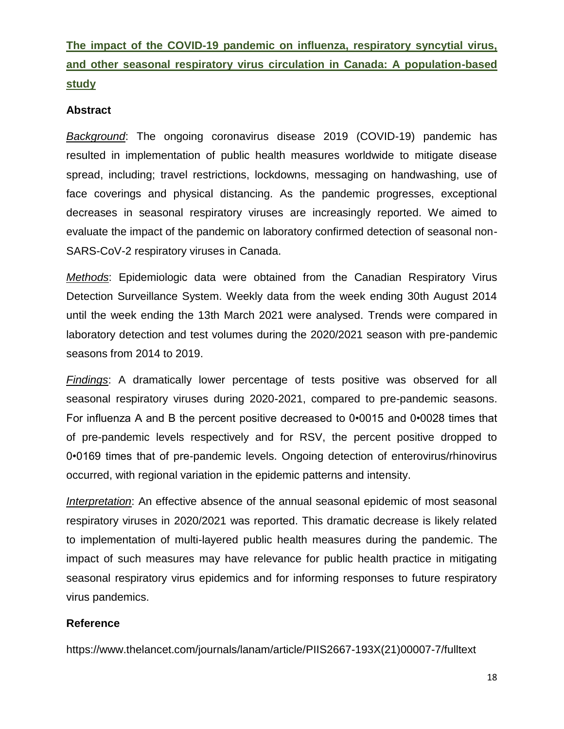## [The impact of the COVID-19 pandemic on influenza, respiratory syncytial virus, and other seasonal respiratory virus circulation in Canada: A population-based study](https://www.thelancet.com/journals/lanam/article/PIIS2667-193X(21)00007-7/fulltext)

### Abstract

*Background*: The ongoing coronavirus disease 2019 (COVID-19) pandemic has resulted in implementation of public health measures worldwide to mitigate disease spread, including; travel restrictions, lockdowns, messaging on handwashing, use of face coverings and physical distancing. As the pandemic progresses, exceptional decreases in seasonal respiratory viruses are increasingly reported. We aimed to evaluate the impact of the pandemic on laboratory confirmed detection of seasonal non-SARS-CoV-2 respiratory viruses in Canada.

*Methods*: Epidemiologic data were obtained from the Canadian Respiratory Virus Detection Surveillance System. Weekly data from the week ending 30th August 2014 until the week ending the 13th March 2021 were analysed. Trends were compared in laboratory detection and test volumes during the 2020/2021 season with pre-pandemic seasons from 2014 to 2019.

*Findings*: A dramatically lower percentage of tests positive was observed for all seasonal respiratory viruses during 2020-2021, compared to pre-pandemic seasons. For influenza A and B the percent positive decreased to 0•0015 and 0•0028 times that of pre-pandemic levels respectively and for RSV, the percent positive dropped to 0•0169 times that of pre-pandemic levels. Ongoing detection of enterovirus/rhinovirus occurred, with regional variation in the epidemic patterns and intensity.

*Interpretation*: An effective absence of the annual seasonal epidemic of most seasonal respiratory viruses in 2020/2021 was reported. This dramatic decrease is likely related to implementation of multi-layered public health measures during the pandemic. The impact of such measures may have relevance for public health practice in mitigating seasonal respiratory virus epidemics and for informing responses to future respiratory virus pandemics.

### Reference

https://www.thelancet.com/journals/lanam/article/PIIS2667-193X(21)00007-7/fulltext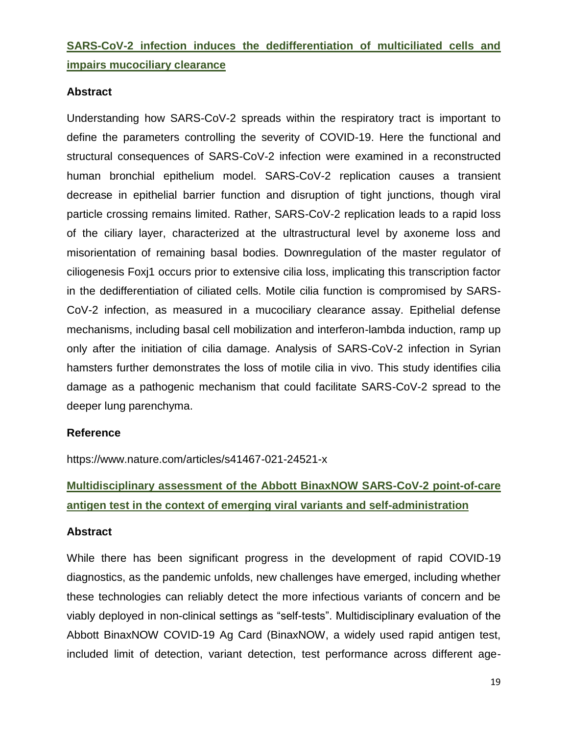## **SARS-CoV-2 infection induces the dedifferentiation of multiciliated cells and impairs mucociliary clearance**

### Abstract

Understanding how SARS-CoV-2 spreads within the respiratory tract is important to define the parameters controlling the severity of COVID-19. Here the functional and structural consequences of SARS-CoV-2 infection were examined in a reconstructed human bronchial epithelium model. SARS-CoV-2 replication causes a transient decrease in epithelial barrier function and disruption of tight junctions, though viral particle crossing remains limited. Rather, SARS-CoV-2 replication leads to a rapid loss of the ciliary layer, characterized at the ultrastructural level by axoneme loss and misorientation of remaining basal bodies. Downregulation of the master regulator of ciliogenesis Foxj1 occurs prior to extensive cilia loss, implicating this transcription factor in the dedifferentiation of ciliated cells. Motile cilia function is compromised by SARS-CoV-2 infection, as measured in a mucociliary clearance assay. Epithelial defense mechanisms, including basal cell mobilization and interferon-lambda induction, ramp up only after the initiation of cilia damage. Analysis of SARS-CoV-2 infection in Syrian hamsters further demonstrates the loss of motile cilia in vivo. This study identifies cilia damage as a pathogenic mechanism that could facilitate SARS-CoV-2 spread to the deeper lung parenchyma.

### Reference

https://www.nature.com/articles/s41467-021-24521-x

## **Multidisciplinary assessment of the Abbott BinaxNOW SARS-CoV-2 point-of-care antigen test in the context of emerging viral variants and self-administration**

### Abstract

While there has been significant progress in the development of rapid COVID-19 diagnostics, as the pandemic unfolds, new challenges have emerged, including whether these technologies can reliably detect the more infectious variants of concern and be viably deployed in non-clinical settings as "self-tests". Multidisciplinary evaluation of the Abbott BinaxNOW COVID-19 Ag Card (BinaxNOW, a widely used rapid antigen test, included limit of detection, variant detection, test performance across different age-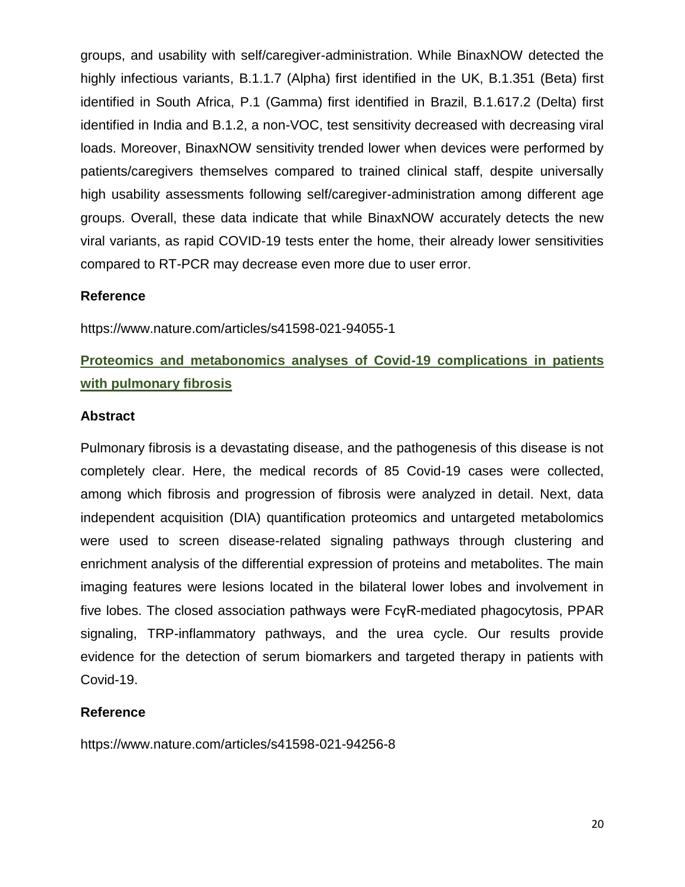groups, and usability with self/caregiver-administration. While BinaxNOW detected the highly infectious variants, B.1.1.7 (Alpha) first identified in the UK, B.1.351 (Beta) first identified in South Africa, P.1 (Gamma) first identified in Brazil, B.1.617.2 (Delta) first identified in India and B.1.2, a non-VOC, test sensitivity decreased with decreasing viral loads. Moreover, BinaxNOW sensitivity trended lower when devices were performed by patients/caregivers themselves compared to trained clinical staff, despite universally high usability assessments following self/caregiver-administration among different age groups. Overall, these data indicate that while BinaxNOW accurately detects the new viral variants, as rapid COVID-19 tests enter the home, their already lower sensitivities compared to RT-PCR may decrease even more due to user error.

### Reference

https://www.nature.com/articles/s41598-021-94055-1

## Proteomics and metabonomics analyses of Covid-19 complications in patients with pulmonary fibrosis

### Abstract

Pulmonary fibrosis is a devastating disease, and the pathogenesis of this disease is not completely clear. Here, the medical records of 85 Covid-19 cases were collected, among which fibrosis and progression of fibrosis were analyzed in detail. Next, data independent acquisition (DIA) quantification proteomics and untargeted metabolomics were used to screen disease-related signaling pathways through clustering and enrichment analysis of the differential expression of proteins and metabolites. The main imaging features were lesions located in the bilateral lower lobes and involvement in five lobes. The closed association pathways were FcγR-mediated phagocytosis, PPAR signaling, TRP-inflammatory pathways, and the urea cycle. Our results provide evidence for the detection of serum biomarkers and targeted therapy in patients with Covid-19.

### Reference

https://www.nature.com/articles/s41598-021-94256-8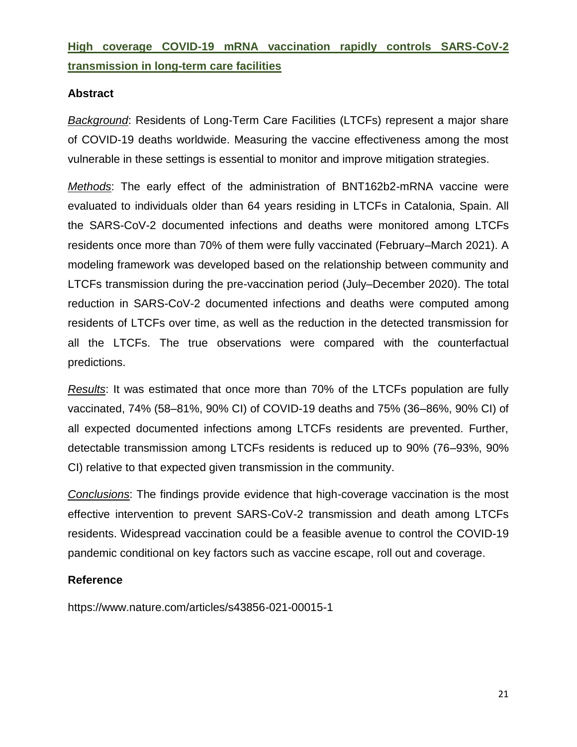## High coverage COVID-19 mRNA vaccination rapidly controls SARS-CoV-2 transmission in long-term care facilities

### Abstract

*Background*: Residents of Long-Term Care Facilities (LTCFs) represent a major share of COVID-19 deaths worldwide. Measuring the vaccine effectiveness among the most vulnerable in these settings is essential to monitor and improve mitigation strategies.

*Methods*: The early effect of the administration of BNT162b2-mRNA vaccine were evaluated to individuals older than 64 years residing in LTCFs in Catalonia, Spain. All the SARS-CoV-2 documented infections and deaths were monitored among LTCFs residents once more than 70% of them were fully vaccinated (February–March 2021). A modeling framework was developed based on the relationship between community and LTCFs transmission during the pre-vaccination period (July–December 2020). The total reduction in SARS-CoV-2 documented infections and deaths were computed among residents of LTCFs over time, as well as the reduction in the detected transmission for all the LTCFs. The true observations were compared with the counterfactual predictions.

*Results*: It was estimated that once more than 70% of the LTCFs population are fully vaccinated, 74% (58–81%, 90% CI) of COVID-19 deaths and 75% (36–86%, 90% CI) of all expected documented infections among LTCFs residents are prevented. Further, detectable transmission among LTCFs residents is reduced up to 90% (76–93%, 90% CI) relative to that expected given transmission in the community.

*Conclusions*: The findings provide evidence that high-coverage vaccination is the most effective intervention to prevent SARS-CoV-2 transmission and death among LTCFs residents. Widespread vaccination could be a feasible avenue to control the COVID-19 pandemic conditional on key factors such as vaccine escape, roll out and coverage.

### Reference

https://www.nature.com/articles/s43856-021-00015-1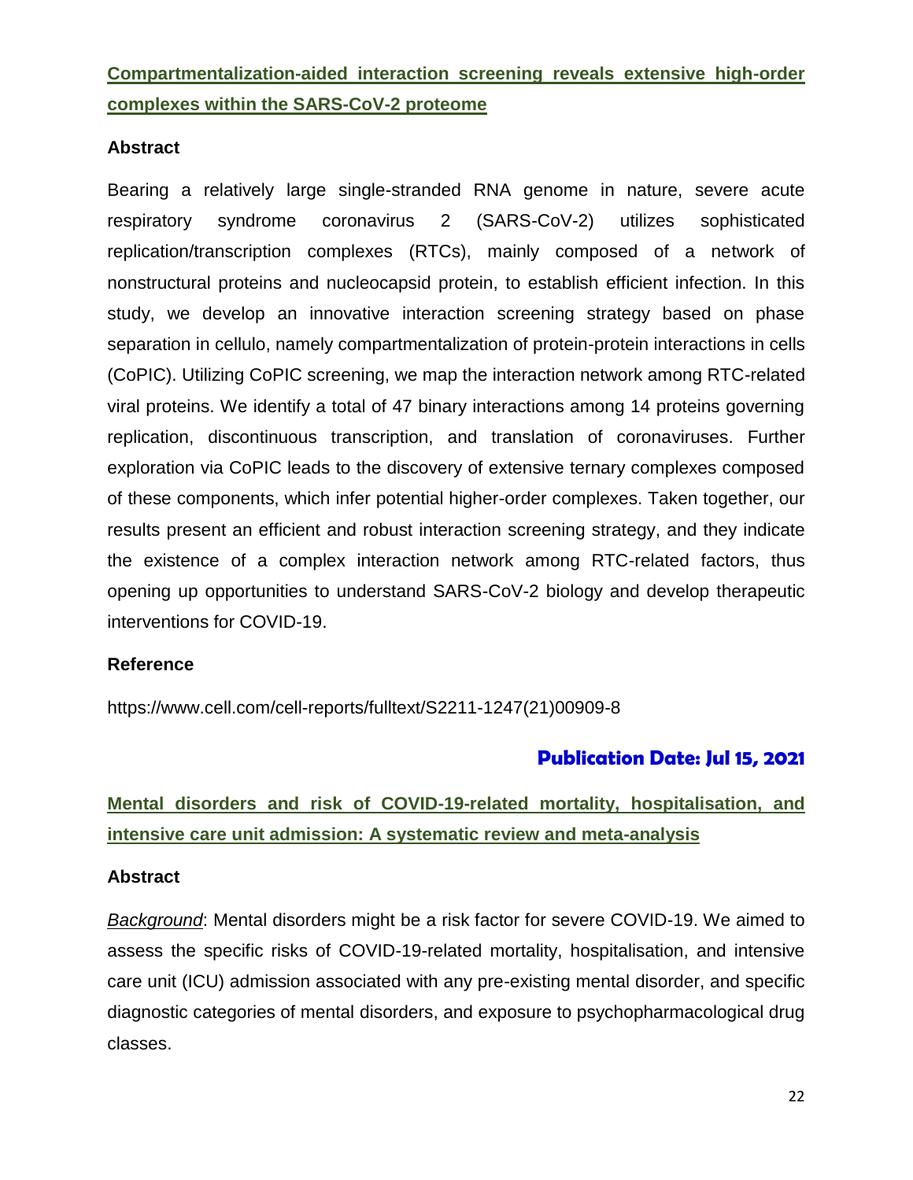## Compartmentalization-aided interaction screening reveals extensive high-order complexes within the SARS-CoV-2 proteome

### Abstract

Bearing a relatively large single-stranded RNA genome in nature, severe acute respiratory syndrome coronavirus 2 (SARS-CoV-2) utilizes sophisticated replication/transcription complexes (RTCs), mainly composed of a network of nonstructural proteins and nucleocapsid protein, to establish efficient infection. In this study, we develop an innovative interaction screening strategy based on phase separation in cellulo, namely compartmentalization of protein-protein interactions in cells (CoPIC). Utilizing CoPIC screening, we map the interaction network among RTC-related viral proteins. We identify a total of 47 binary interactions among 14 proteins governing replication, discontinuous transcription, and translation of coronaviruses. Further exploration via CoPIC leads to the discovery of extensive ternary complexes composed of these components, which infer potential higher-order complexes. Taken together, our results present an efficient and robust interaction screening strategy, and they indicate the existence of a complex interaction network among RTC-related factors, thus opening up opportunities to understand SARS-CoV-2 biology and develop therapeutic interventions for COVID-19.

### Reference

https://www.cell.com/cell-reports/fulltext/S2211-1247(21)00909-8

**Publication Date: Jul 15, 2021**

## Mental disorders and risk of COVID-19-related mortality, hospitalisation, and intensive care unit admission: A systematic review and meta-analysis

### Abstract

*Background*: Mental disorders might be a risk factor for severe COVID-19. We aimed to assess the specific risks of COVID-19-related mortality, hospitalisation, and intensive care unit (ICU) admission associated with any pre-existing mental disorder, and specific diagnostic categories of mental disorders, and exposure to psychopharmacological drug classes.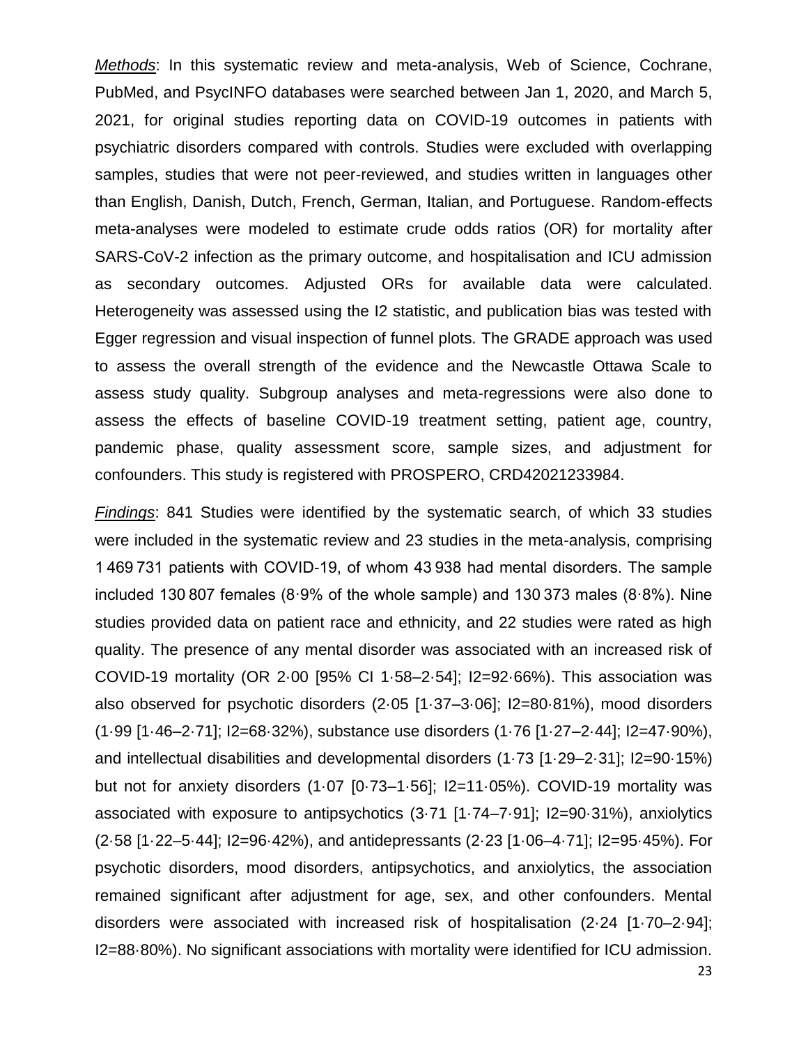*Methods*: In this systematic review and meta-analysis, Web of Science, Cochrane, PubMed, and PsycINFO databases were searched between Jan 1, 2020, and March 5, 2021, for original studies reporting data on COVID-19 outcomes in patients with psychiatric disorders compared with controls. Studies were excluded with overlapping samples, studies that were not peer-reviewed, and studies written in languages other than English, Danish, Dutch, French, German, Italian, and Portuguese. Random-effects meta-analyses were modeled to estimate crude odds ratios (OR) for mortality after SARS-CoV-2 infection as the primary outcome, and hospitalisation and ICU admission as secondary outcomes. Adjusted ORs for available data were calculated. Heterogeneity was assessed using the I2 statistic, and publication bias was tested with Egger regression and visual inspection of funnel plots. The GRADE approach was used to assess the overall strength of the evidence and the Newcastle Ottawa Scale to assess study quality. Subgroup analyses and meta-regressions were also done to assess the effects of baseline COVID-19 treatment setting, patient age, country, pandemic phase, quality assessment score, sample sizes, and adjustment for confounders. This study is registered with PROSPERO, CRD42021233984.

*Findings*: 841 Studies were identified by the systematic search, of which 33 studies were included in the systematic review and 23 studies in the meta-analysis, comprising 1 469 731 patients with COVID-19, of whom 43 938 had mental disorders. The sample included 130 807 females (8·9% of the whole sample) and 130 373 males (8·8%). Nine studies provided data on patient race and ethnicity, and 22 studies were rated as high quality. The presence of any mental disorder was associated with an increased risk of COVID-19 mortality (OR 2·00 [95% CI 1·58–2·54]; I2=92·66%). This association was also observed for psychotic disorders (2·05 [1·37–3·06]; I2=80·81%), mood disorders (1·99 [1·46–2·71]; I2=68·32%), substance use disorders (1·76 [1·27–2·44]; I2=47·90%), and intellectual disabilities and developmental disorders (1·73 [1·29–2·31]; I2=90·15%) but not for anxiety disorders (1·07 [0·73–1·56]; I2=11·05%). COVID-19 mortality was associated with exposure to antipsychotics (3·71 [1·74–7·91]; I2=90·31%), anxiolytics (2·58 [1·22–5·44]; I2=96·42%), and antidepressants (2·23 [1·06–4·71]; I2=95·45%). For psychotic disorders, mood disorders, antipsychotics, and anxiolytics, the association remained significant after adjustment for age, sex, and other confounders. Mental disorders were associated with increased risk of hospitalisation (2·24 [1·70–2·94]; I2=88·80%). No significant associations with mortality were identified for ICU admission.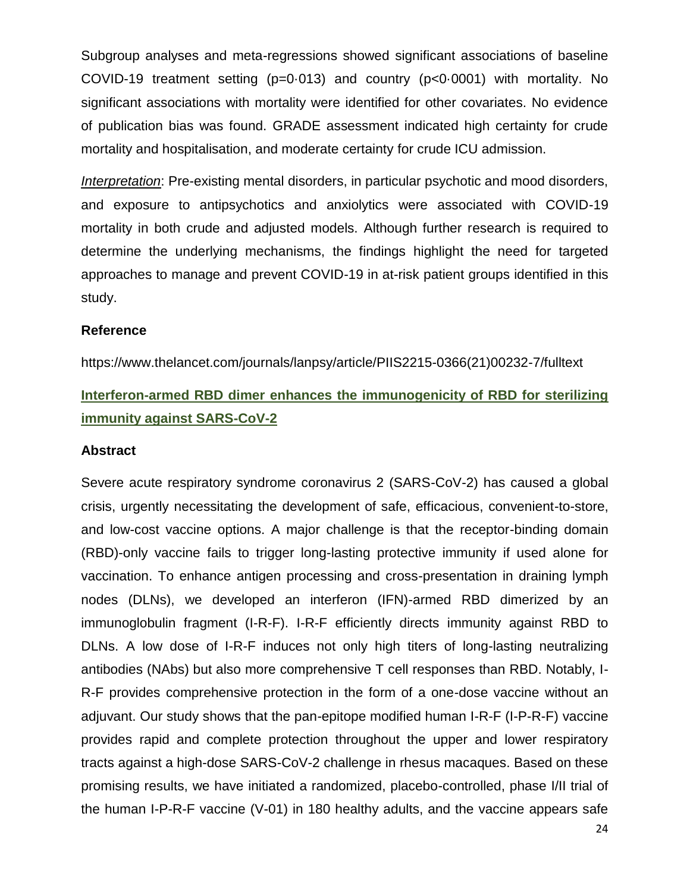Subgroup analyses and meta-regressions showed significant associations of baseline COVID-19 treatment setting ($p=0{\cdot}013$) and country ($p<0{\cdot}0001$) with mortality. No significant associations with mortality were identified for other covariates. No evidence of publication bias was found. GRADE assessment indicated high certainty for crude mortality and hospitalisation, and moderate certainty for crude ICU admission.

*Interpretation*: Pre-existing mental disorders, in particular psychotic and mood disorders, and exposure to antipsychotics and anxiolytics were associated with COVID-19 mortality in both crude and adjusted models. Although further research is required to determine the underlying mechanisms, the findings highlight the need for targeted approaches to manage and prevent COVID-19 in at-risk patient groups identified in this study.

**Reference**

https://www.thelancet.com/journals/lanpsy/article/PIIS2215-0366(21)00232-7/fulltext

## Interferon-armed RBD dimer enhances the immunogenicity of RBD for sterilizing immunity against SARS-CoV-2

**Abstract**

Severe acute respiratory syndrome coronavirus 2 (SARS-CoV-2) has caused a global crisis, urgently necessitating the development of safe, efficacious, convenient-to-store, and low-cost vaccine options. A major challenge is that the receptor-binding domain (RBD)-only vaccine fails to trigger long-lasting protective immunity if used alone for vaccination. To enhance antigen processing and cross-presentation in draining lymph nodes (DLNs), we developed an interferon (IFN)-armed RBD dimerized by an immunoglobulin fragment (I-R-F). I-R-F efficiently directs immunity against RBD to DLNs. A low dose of I-R-F induces not only high titers of long-lasting neutralizing antibodies (NAbs) but also more comprehensive T cell responses than RBD. Notably, I-R-F provides comprehensive protection in the form of a one-dose vaccine without an adjuvant. Our study shows that the pan-epitope modified human I-R-F (I-P-R-F) vaccine provides rapid and complete protection throughout the upper and lower respiratory tracts against a high-dose SARS-CoV-2 challenge in rhesus macaques. Based on these promising results, we have initiated a randomized, placebo-controlled, phase I/II trial of the human I-P-R-F vaccine (V-01) in 180 healthy adults, and the vaccine appears safe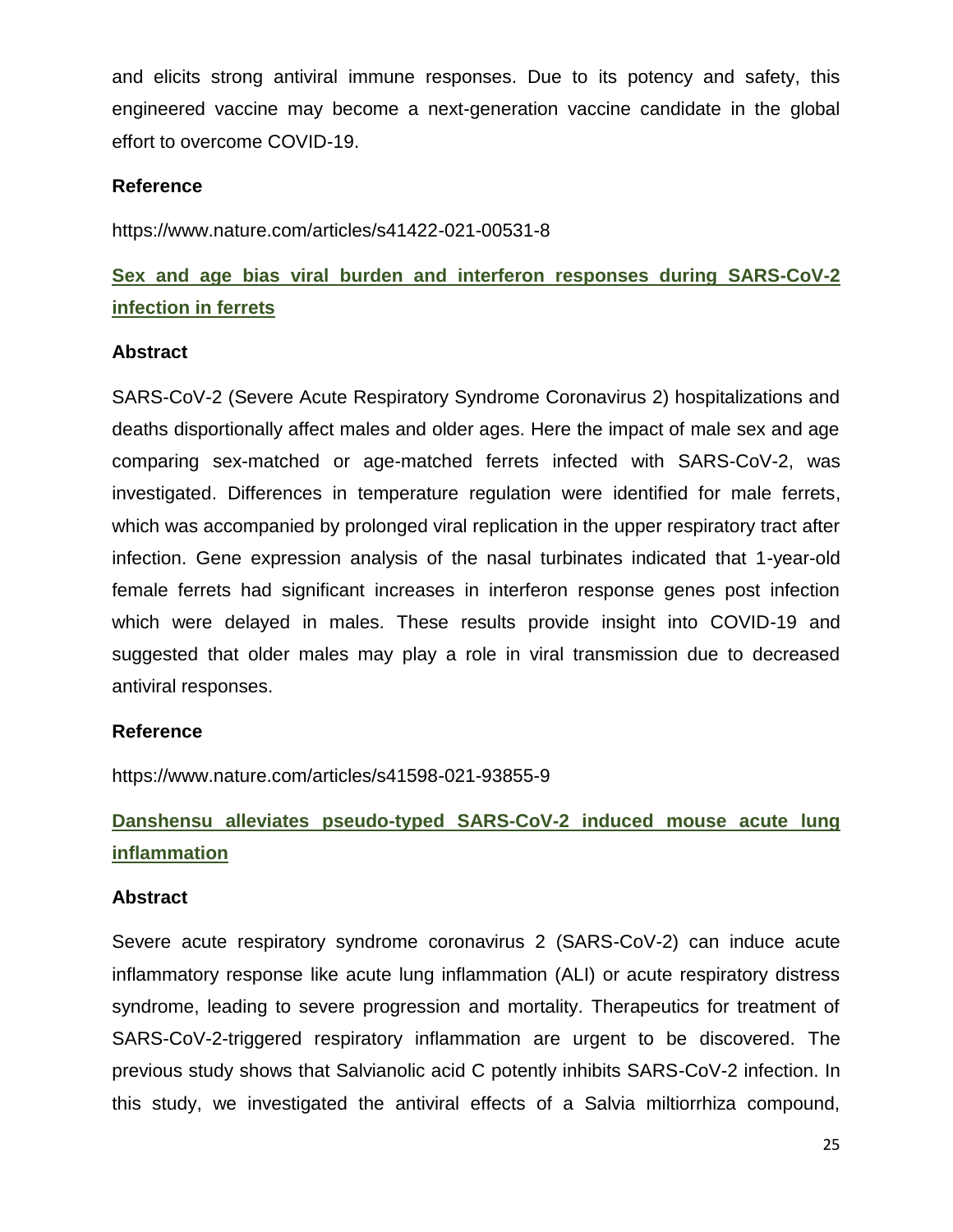and elicits strong antiviral immune responses. Due to its potency and safety, this engineered vaccine may become a next-generation vaccine candidate in the global effort to overcome COVID-19.

**Reference**

https://www.nature.com/articles/s41422-021-00531-8

## Sex and age bias viral burden and interferon responses during SARS-CoV-2 infection in ferrets

**Abstract**

SARS-CoV-2 (Severe Acute Respiratory Syndrome Coronavirus 2) hospitalizations and deaths disportionally affect males and older ages. Here the impact of male sex and age comparing sex-matched or age-matched ferrets infected with SARS-CoV-2, was investigated. Differences in temperature regulation were identified for male ferrets, which was accompanied by prolonged viral replication in the upper respiratory tract after infection. Gene expression analysis of the nasal turbinates indicated that 1-year-old female ferrets had significant increases in interferon response genes post infection which were delayed in males. These results provide insight into COVID-19 and suggested that older males may play a role in viral transmission due to decreased antiviral responses.

**Reference**

https://www.nature.com/articles/s41598-021-93855-9

## Danshensu alleviates pseudo-typed SARS-CoV-2 induced mouse acute lung inflammation

**Abstract**

Severe acute respiratory syndrome coronavirus 2 (SARS-CoV-2) can induce acute inflammatory response like acute lung inflammation (ALI) or acute respiratory distress syndrome, leading to severe progression and mortality. Therapeutics for treatment of SARS-CoV-2-triggered respiratory inflammation are urgent to be discovered. The previous study shows that Salvianolic acid C potently inhibits SARS-CoV-2 infection. In this study, we investigated the antiviral effects of a Salvia miltiorrhiza compound,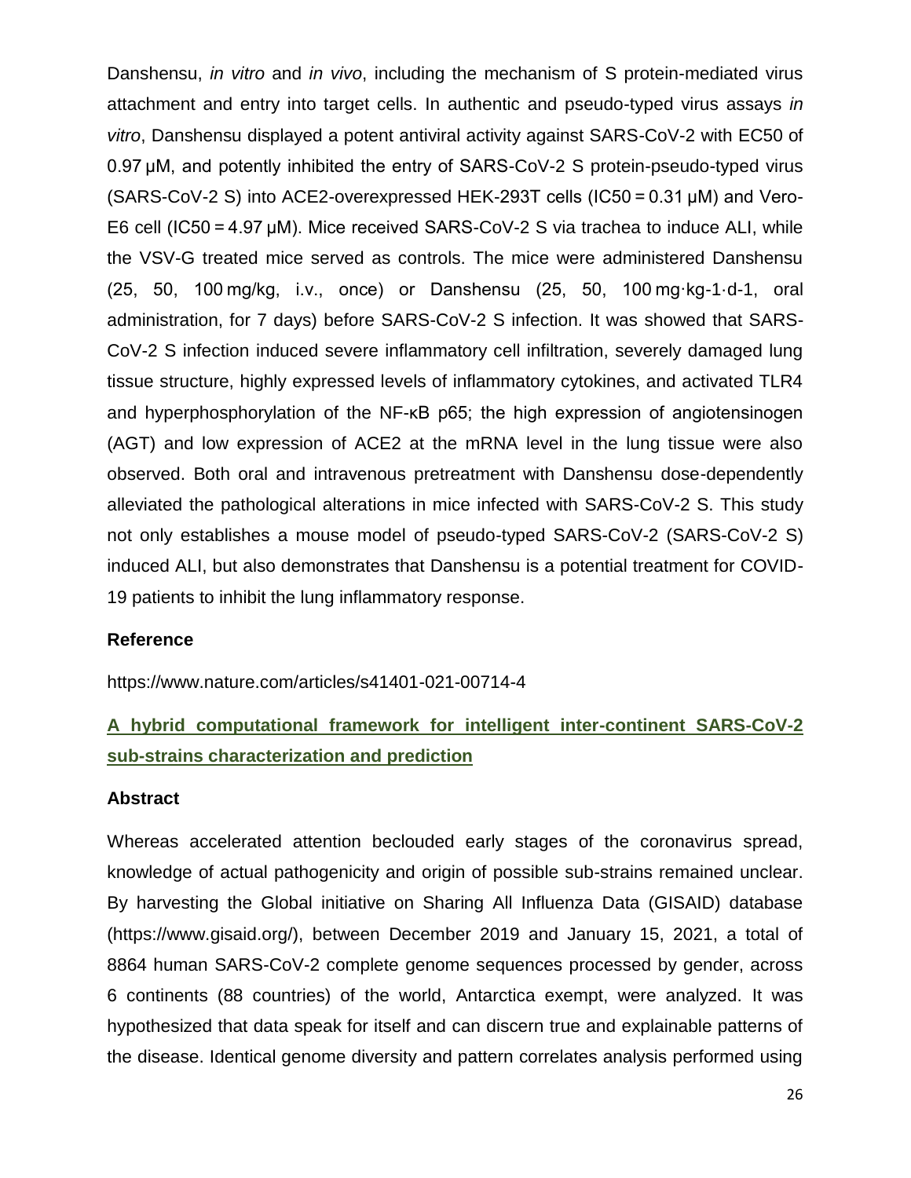Danshensu, *in vitro* and *in vivo*, including the mechanism of S protein-mediated virus attachment and entry into target cells. In authentic and pseudo-typed virus assays *in vitro*, Danshensu displayed a potent antiviral activity against SARS-CoV-2 with EC50 of 0.97 μM, and potently inhibited the entry of SARS-CoV-2 S protein-pseudo-typed virus (SARS-CoV-2 S) into ACE2-overexpressed HEK-293T cells (IC50 = 0.31 μM) and Vero-E6 cell (IC50 = 4.97 μM). Mice received SARS-CoV-2 S via trachea to induce ALI, while the VSV-G treated mice served as controls. The mice were administered Danshensu (25, 50, 100 mg/kg, i.v., once) or Danshensu (25, 50, 100 mg·kg-1·d-1, oral administration, for 7 days) before SARS-CoV-2 S infection. It was showed that SARS-CoV-2 S infection induced severe inflammatory cell infiltration, severely damaged lung tissue structure, highly expressed levels of inflammatory cytokines, and activated TLR4 and hyperphosphorylation of the NF-κB p65; the high expression of angiotensinogen (AGT) and low expression of ACE2 at the mRNA level in the lung tissue were also observed. Both oral and intravenous pretreatment with Danshensu dose-dependently alleviated the pathological alterations in mice infected with SARS-CoV-2 S. This study not only establishes a mouse model of pseudo-typed SARS-CoV-2 (SARS-CoV-2 S) induced ALI, but also demonstrates that Danshensu is a potential treatment for COVID-19 patients to inhibit the lung inflammatory response.

**Reference**

https://www.nature.com/articles/s41401-021-00714-4

## A hybrid computational framework for intelligent inter-continent SARS-CoV-2 sub-strains characterization and prediction

**Abstract**

Whereas accelerated attention beclouded early stages of the coronavirus spread, knowledge of actual pathogenicity and origin of possible sub-strains remained unclear. By harvesting the Global initiative on Sharing All Influenza Data (GISAID) database (https://www.gisaid.org/), between December 2019 and January 15, 2021, a total of 8864 human SARS-CoV-2 complete genome sequences processed by gender, across 6 continents (88 countries) of the world, Antarctica exempt, were analyzed. It was hypothesized that data speak for itself and can discern true and explainable patterns of the disease. Identical genome diversity and pattern correlates analysis performed using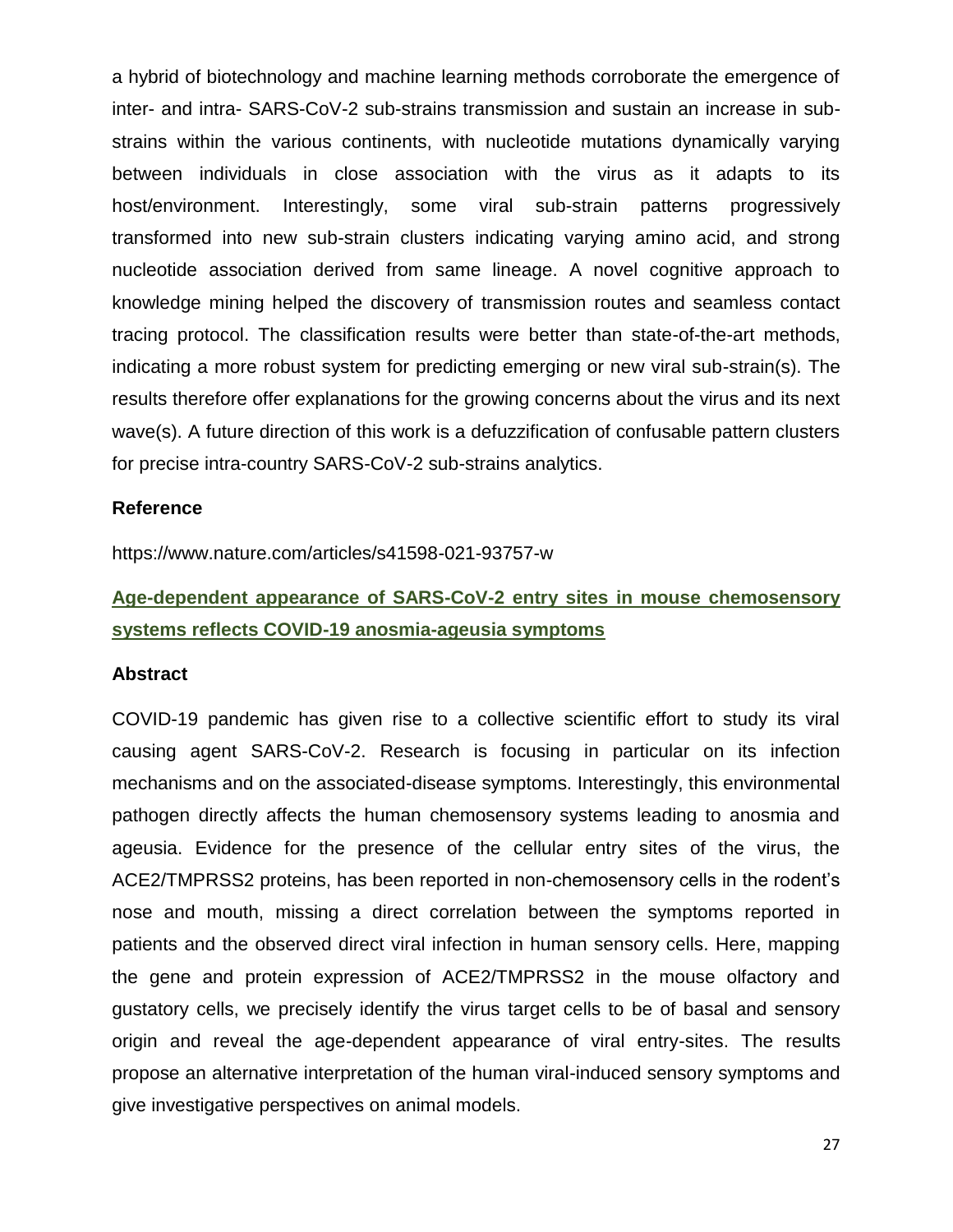a hybrid of biotechnology and machine learning methods corroborate the emergence of inter- and intra- SARS-CoV-2 sub-strains transmission and sustain an increase in sub-strains within the various continents, with nucleotide mutations dynamically varying between individuals in close association with the virus as it adapts to its host/environment. Interestingly, some viral sub-strain patterns progressively transformed into new sub-strain clusters indicating varying amino acid, and strong nucleotide association derived from same lineage. A novel cognitive approach to knowledge mining helped the discovery of transmission routes and seamless contact tracing protocol. The classification results were better than state-of-the-art methods, indicating a more robust system for predicting emerging or new viral sub-strain(s). The results therefore offer explanations for the growing concerns about the virus and its next wave(s). A future direction of this work is a defuzzification of confusable pattern clusters for precise intra-country SARS-CoV-2 sub-strains analytics.

**Reference**

https://www.nature.com/articles/s41598-021-93757-w

## Age-dependent appearance of SARS-CoV-2 entry sites in mouse chemosensory systems reflects COVID-19 anosmia-ageusia symptoms

**Abstract**

COVID-19 pandemic has given rise to a collective scientific effort to study its viral causing agent SARS-CoV-2. Research is focusing in particular on its infection mechanisms and on the associated-disease symptoms. Interestingly, this environmental pathogen directly affects the human chemosensory systems leading to anosmia and ageusia. Evidence for the presence of the cellular entry sites of the virus, the ACE2/TMPRSS2 proteins, has been reported in non-chemosensory cells in the rodent's nose and mouth, missing a direct correlation between the symptoms reported in patients and the observed direct viral infection in human sensory cells. Here, mapping the gene and protein expression of ACE2/TMPRSS2 in the mouse olfactory and gustatory cells, we precisely identify the virus target cells to be of basal and sensory origin and reveal the age-dependent appearance of viral entry-sites. The results propose an alternative interpretation of the human viral-induced sensory symptoms and give investigative perspectives on animal models.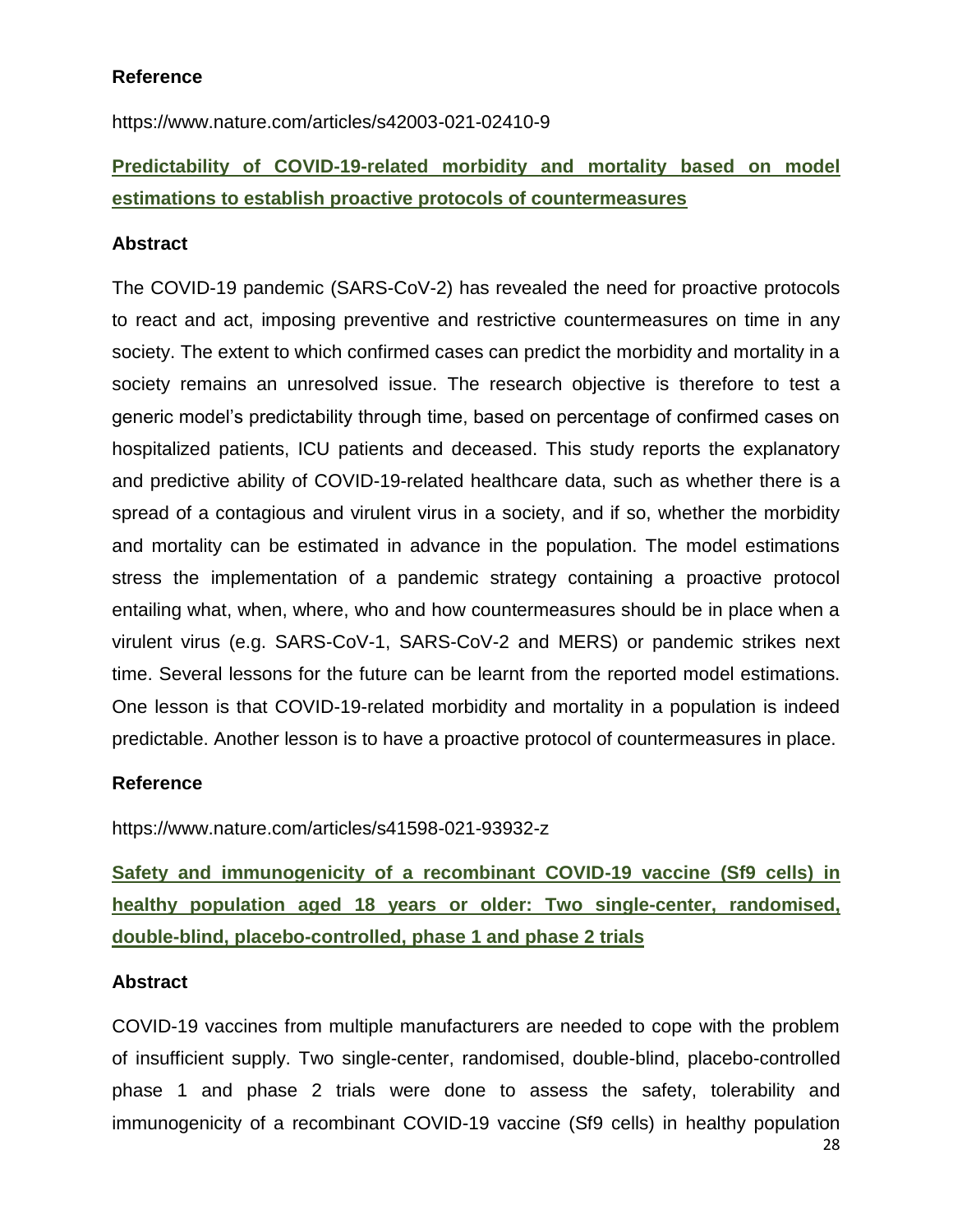**Reference**

https://www.nature.com/articles/s42003-021-02410-9

**Predictability of COVID-19-related morbidity and mortality based on model estimations to establish proactive protocols of countermeasures**

**Abstract**

The COVID-19 pandemic (SARS-CoV-2) has revealed the need for proactive protocols to react and act, imposing preventive and restrictive countermeasures on time in any society. The extent to which confirmed cases can predict the morbidity and mortality in a society remains an unresolved issue. The research objective is therefore to test a generic model's predictability through time, based on percentage of confirmed cases on hospitalized patients, ICU patients and deceased. This study reports the explanatory and predictive ability of COVID-19-related healthcare data, such as whether there is a spread of a contagious and virulent virus in a society, and if so, whether the morbidity and mortality can be estimated in advance in the population. The model estimations stress the implementation of a pandemic strategy containing a proactive protocol entailing what, when, where, who and how countermeasures should be in place when a virulent virus (e.g. SARS-CoV-1, SARS-CoV-2 and MERS) or pandemic strikes next time. Several lessons for the future can be learnt from the reported model estimations. One lesson is that COVID-19-related morbidity and mortality in a population is indeed predictable. Another lesson is to have a proactive protocol of countermeasures in place.

**Reference**

https://www.nature.com/articles/s41598-021-93932-z

**Safety and immunogenicity of a recombinant COVID-19 vaccine (Sf9 cells) in healthy population aged 18 years or older: Two single-center, randomised, double-blind, placebo-controlled, phase 1 and phase 2 trials**

**Abstract**

COVID-19 vaccines from multiple manufacturers are needed to cope with the problem of insufficient supply. Two single-center, randomised, double-blind, placebo-controlled phase 1 and phase 2 trials were done to assess the safety, tolerability and immunogenicity of a recombinant COVID-19 vaccine (Sf9 cells) in healthy population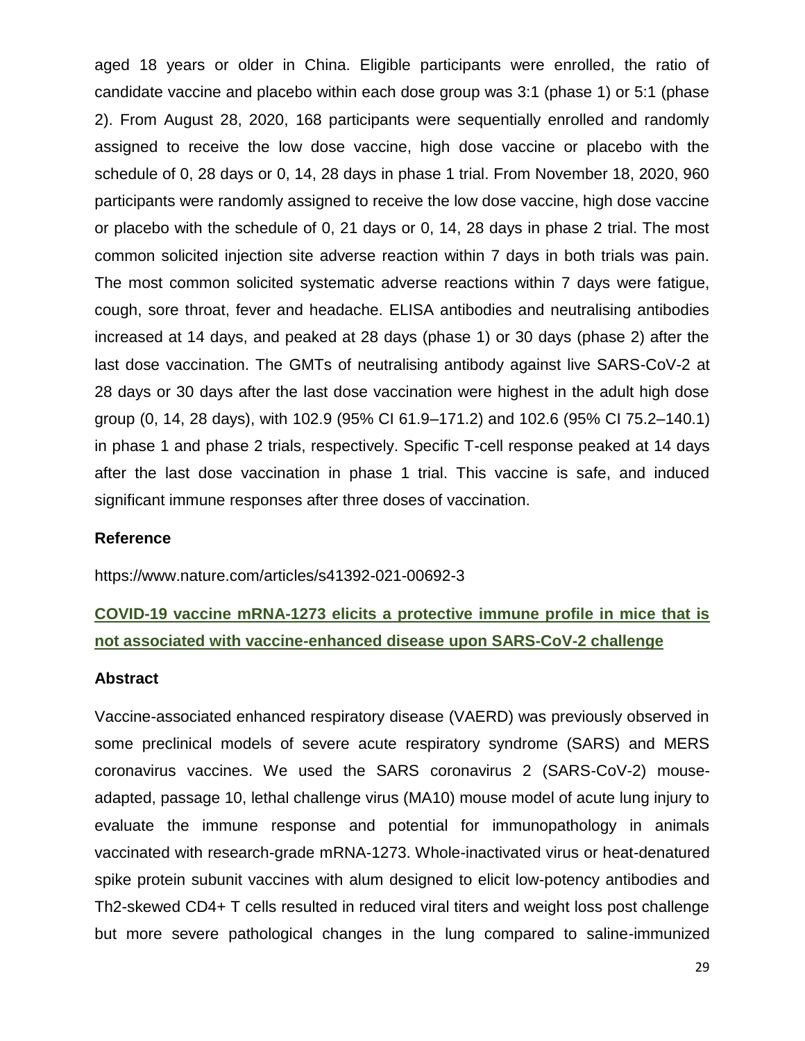aged 18 years or older in China. Eligible participants were enrolled, the ratio of candidate vaccine and placebo within each dose group was 3:1 (phase 1) or 5:1 (phase 2). From August 28, 2020, 168 participants were sequentially enrolled and randomly assigned to receive the low dose vaccine, high dose vaccine or placebo with the schedule of 0, 28 days or 0, 14, 28 days in phase 1 trial. From November 18, 2020, 960 participants were randomly assigned to receive the low dose vaccine, high dose vaccine or placebo with the schedule of 0, 21 days or 0, 14, 28 days in phase 2 trial. The most common solicited injection site adverse reaction within 7 days in both trials was pain. The most common solicited systematic adverse reactions within 7 days were fatigue, cough, sore throat, fever and headache. ELISA antibodies and neutralising antibodies increased at 14 days, and peaked at 28 days (phase 1) or 30 days (phase 2) after the last dose vaccination. The GMTs of neutralising antibody against live SARS-CoV-2 at 28 days or 30 days after the last dose vaccination were highest in the adult high dose group (0, 14, 28 days), with 102.9 (95% CI 61.9–171.2) and 102.6 (95% CI 75.2–140.1) in phase 1 and phase 2 trials, respectively. Specific T-cell response peaked at 14 days after the last dose vaccination in phase 1 trial. This vaccine is safe, and induced significant immune responses after three doses of vaccination.

### Reference

https://www.nature.com/articles/s41392-021-00692-3

## COVID-19 vaccine mRNA-1273 elicits a protective immune profile in mice that is not associated with vaccine-enhanced disease upon SARS-CoV-2 challenge

### Abstract

Vaccine-associated enhanced respiratory disease (VAERD) was previously observed in some preclinical models of severe acute respiratory syndrome (SARS) and MERS coronavirus vaccines. We used the SARS coronavirus 2 (SARS-CoV-2) mouse-adapted, passage 10, lethal challenge virus (MA10) mouse model of acute lung injury to evaluate the immune response and potential for immunopathology in animals vaccinated with research-grade mRNA-1273. Whole-inactivated virus or heat-denatured spike protein subunit vaccines with alum designed to elicit low-potency antibodies and Th2-skewed CD4+ T cells resulted in reduced viral titers and weight loss post challenge but more severe pathological changes in the lung compared to saline-immunized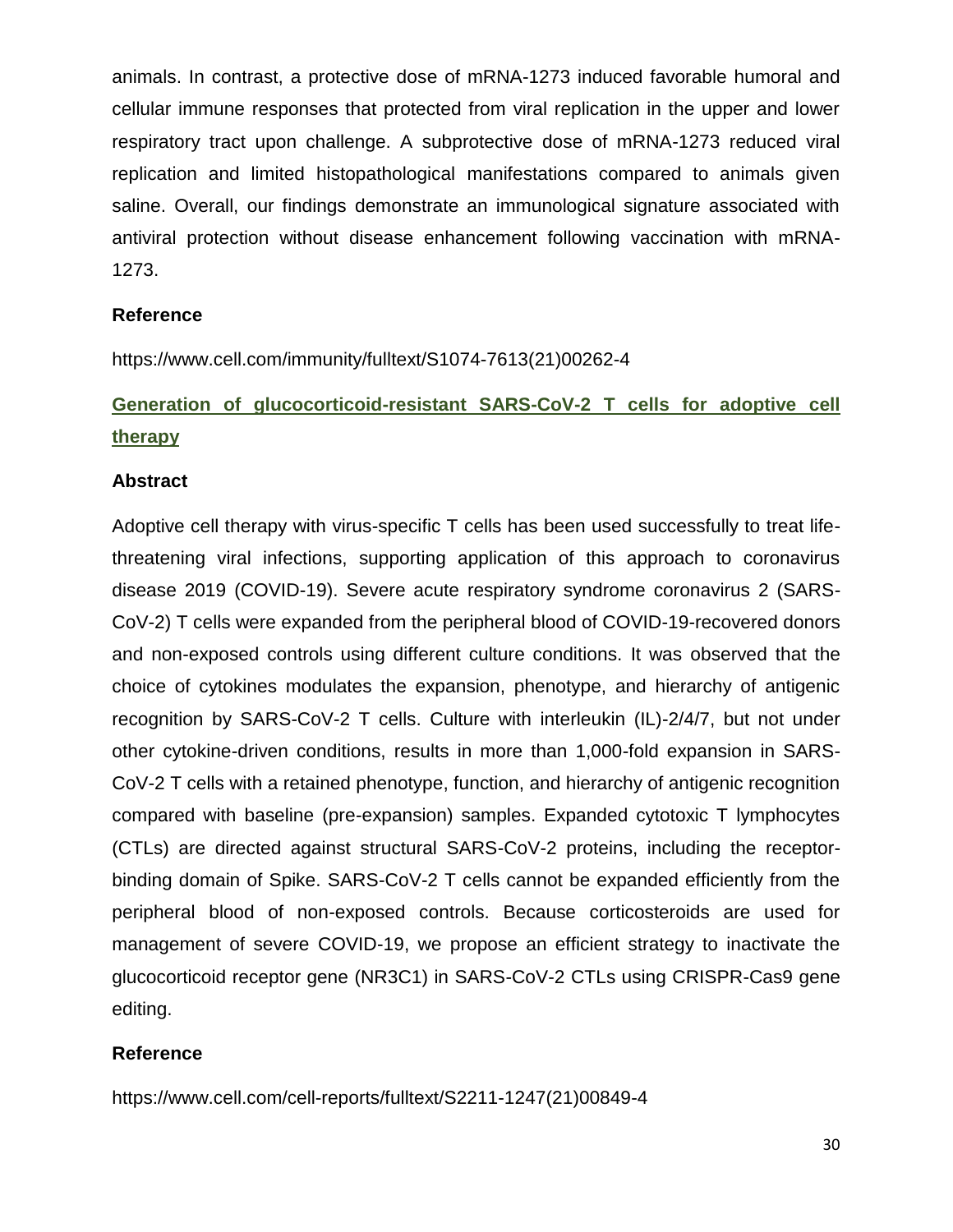animals. In contrast, a protective dose of mRNA-1273 induced favorable humoral and cellular immune responses that protected from viral replication in the upper and lower respiratory tract upon challenge. A subprotective dose of mRNA-1273 reduced viral replication and limited histopathological manifestations compared to animals given saline. Overall, our findings demonstrate an immunological signature associated with antiviral protection without disease enhancement following vaccination with mRNA-1273.

**Reference**

https://www.cell.com/immunity/fulltext/S1074-7613(21)00262-4

## Generation of glucocorticoid-resistant SARS-CoV-2 T cells for adoptive cell therapy

**Abstract**

Adoptive cell therapy with virus-specific T cells has been used successfully to treat life-threatening viral infections, supporting application of this approach to coronavirus disease 2019 (COVID-19). Severe acute respiratory syndrome coronavirus 2 (SARS-CoV-2) T cells were expanded from the peripheral blood of COVID-19-recovered donors and non-exposed controls using different culture conditions. It was observed that the choice of cytokines modulates the expansion, phenotype, and hierarchy of antigenic recognition by SARS-CoV-2 T cells. Culture with interleukin (IL)-2/4/7, but not under other cytokine-driven conditions, results in more than 1,000-fold expansion in SARS-CoV-2 T cells with a retained phenotype, function, and hierarchy of antigenic recognition compared with baseline (pre-expansion) samples. Expanded cytotoxic T lymphocytes (CTLs) are directed against structural SARS-CoV-2 proteins, including the receptor-binding domain of Spike. SARS-CoV-2 T cells cannot be expanded efficiently from the peripheral blood of non-exposed controls. Because corticosteroids are used for management of severe COVID-19, we propose an efficient strategy to inactivate the glucocorticoid receptor gene (NR3C1) in SARS-CoV-2 CTLs using CRISPR-Cas9 gene editing.

**Reference**

https://www.cell.com/cell-reports/fulltext/S2211-1247(21)00849-4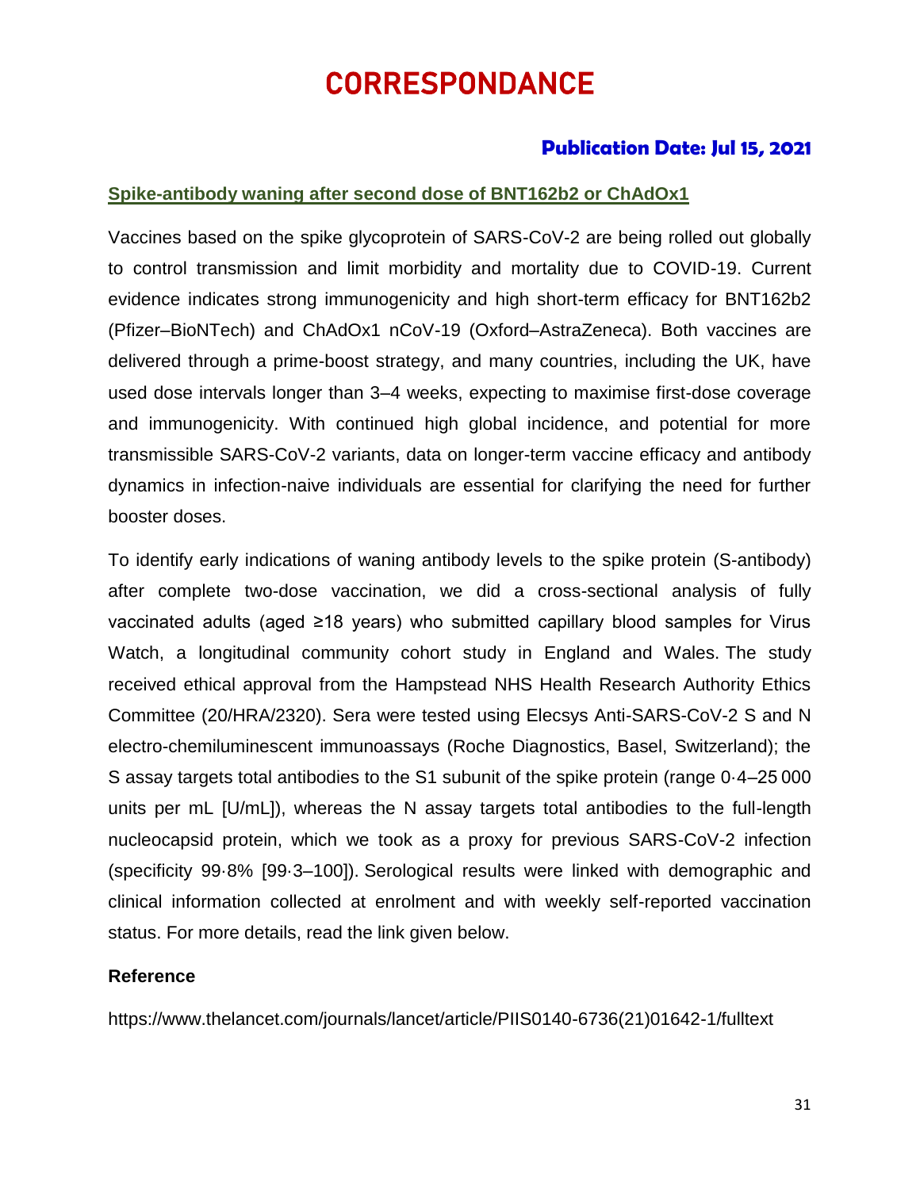# CORRESPONDANCE

**Publication Date: Jul 15, 2021**

## Spike-antibody waning after second dose of BNT162b2 or ChAdOx1

Vaccines based on the spike glycoprotein of SARS-CoV-2 are being rolled out globally to control transmission and limit morbidity and mortality due to COVID-19. Current evidence indicates strong immunogenicity and high short-term efficacy for BNT162b2 (Pfizer–BioNTech) and ChAdOx1 nCoV-19 (Oxford–AstraZeneca). Both vaccines are delivered through a prime-boost strategy, and many countries, including the UK, have used dose intervals longer than 3–4 weeks, expecting to maximise first-dose coverage and immunogenicity. With continued high global incidence, and potential for more transmissible SARS-CoV-2 variants, data on longer-term vaccine efficacy and antibody dynamics in infection-naive individuals are essential for clarifying the need for further booster doses.

To identify early indications of waning antibody levels to the spike protein (S-antibody) after complete two-dose vaccination, we did a cross-sectional analysis of fully vaccinated adults (aged ≥18 years) who submitted capillary blood samples for Virus Watch, a longitudinal community cohort study in England and Wales. The study received ethical approval from the Hampstead NHS Health Research Authority Ethics Committee (20/HRA/2320). Sera were tested using Elecsys Anti-SARS-CoV-2 S and N electro-chemiluminescent immunoassays (Roche Diagnostics, Basel, Switzerland); the S assay targets total antibodies to the S1 subunit of the spike protein (range 0·4–25 000 units per mL [U/mL]), whereas the N assay targets total antibodies to the full-length nucleocapsid protein, which we took as a proxy for previous SARS-CoV-2 infection (specificity 99·8% [99·3–100]). Serological results were linked with demographic and clinical information collected at enrolment and with weekly self-reported vaccination status. For more details, read the link given below.

### Reference

https://www.thelancet.com/journals/lancet/article/PIIS0140-6736(21)01642-1/fulltext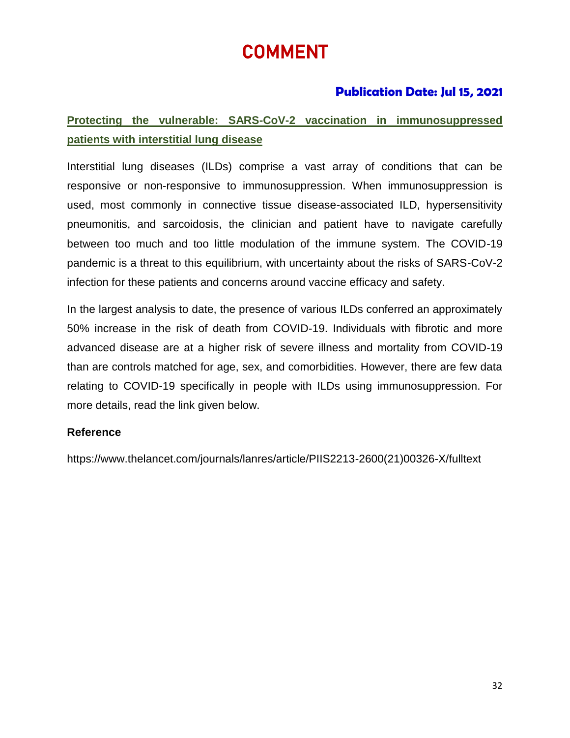# COMMENT

**Publication Date: Jul 15, 2021**

## Protecting the vulnerable: SARS-CoV-2 vaccination in immunosuppressed patients with interstitial lung disease

Interstitial lung diseases (ILDs) comprise a vast array of conditions that can be responsive or non-responsive to immunosuppression. When immunosuppression is used, most commonly in connective tissue disease-associated ILD, hypersensitivity pneumonitis, and sarcoidosis, the clinician and patient have to navigate carefully between too much and too little modulation of the immune system. The COVID-19 pandemic is a threat to this equilibrium, with uncertainty about the risks of SARS-CoV-2 infection for these patients and concerns around vaccine efficacy and safety.

In the largest analysis to date, the presence of various ILDs conferred an approximately 50% increase in the risk of death from COVID-19. Individuals with fibrotic and more advanced disease are at a higher risk of severe illness and mortality from COVID-19 than are controls matched for age, sex, and comorbidities. However, there are few data relating to COVID-19 specifically in people with ILDs using immunosuppression. For more details, read the link given below.

**Reference**

https://www.thelancet.com/journals/lanres/article/PIIS2213-2600(21)00326-X/fulltext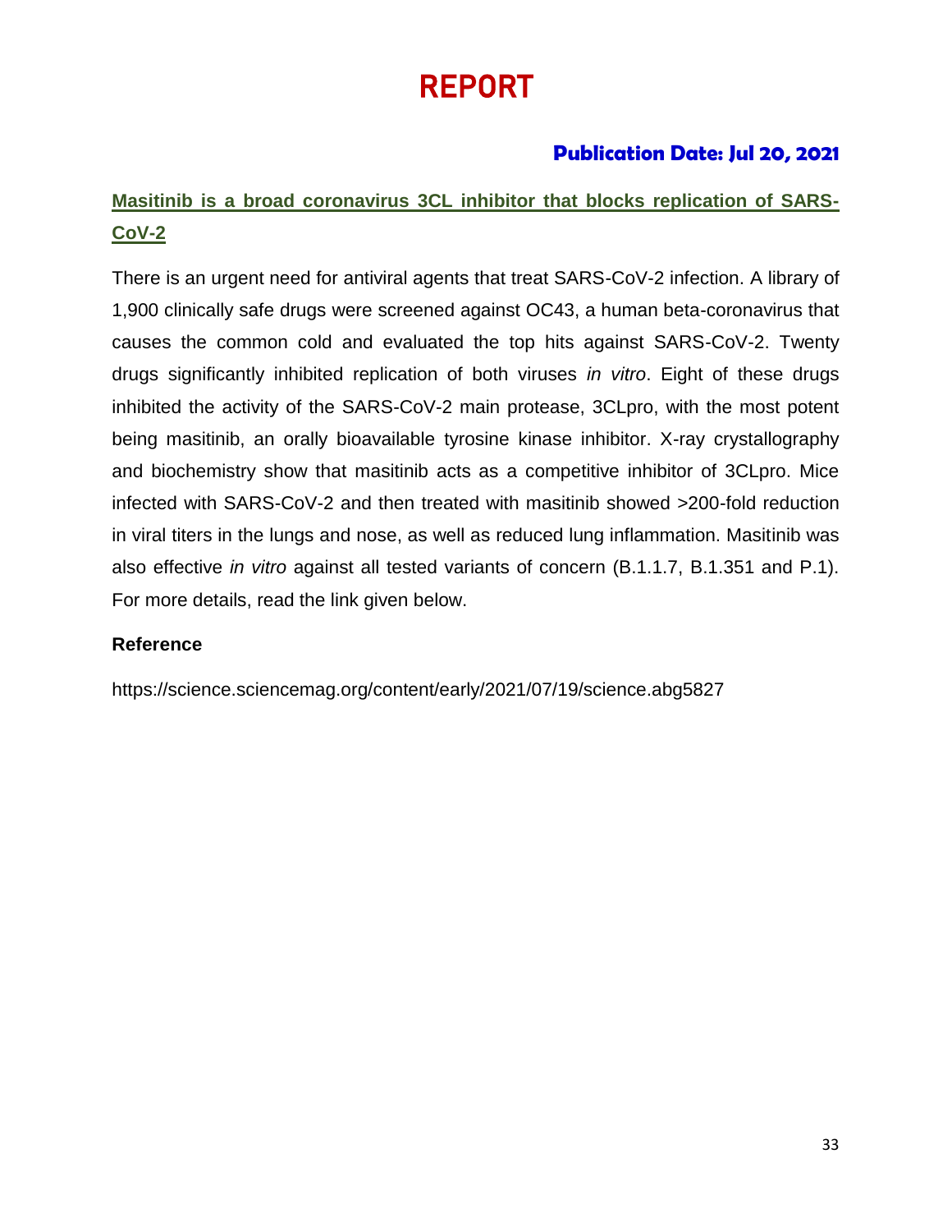# REPORT

### Publication Date: Jul 20, 2021

## Masitinib is a broad coronavirus 3CL inhibitor that blocks replication of SARS-CoV-2

There is an urgent need for antiviral agents that treat SARS-CoV-2 infection. A library of 1,900 clinically safe drugs were screened against OC43, a human beta-coronavirus that causes the common cold and evaluated the top hits against SARS-CoV-2. Twenty drugs significantly inhibited replication of both viruses *in vitro*. Eight of these drugs inhibited the activity of the SARS-CoV-2 main protease, 3CLpro, with the most potent being masitinib, an orally bioavailable tyrosine kinase inhibitor. X-ray crystallography and biochemistry show that masitinib acts as a competitive inhibitor of 3CLpro. Mice infected with SARS-CoV-2 and then treated with masitinib showed >200-fold reduction in viral titers in the lungs and nose, as well as reduced lung inflammation. Masitinib was also effective *in vitro* against all tested variants of concern (B.1.1.7, B.1.351 and P.1). For more details, read the link given below.

**Reference**

https://science.sciencemag.org/content/early/2021/07/19/science.abg5827